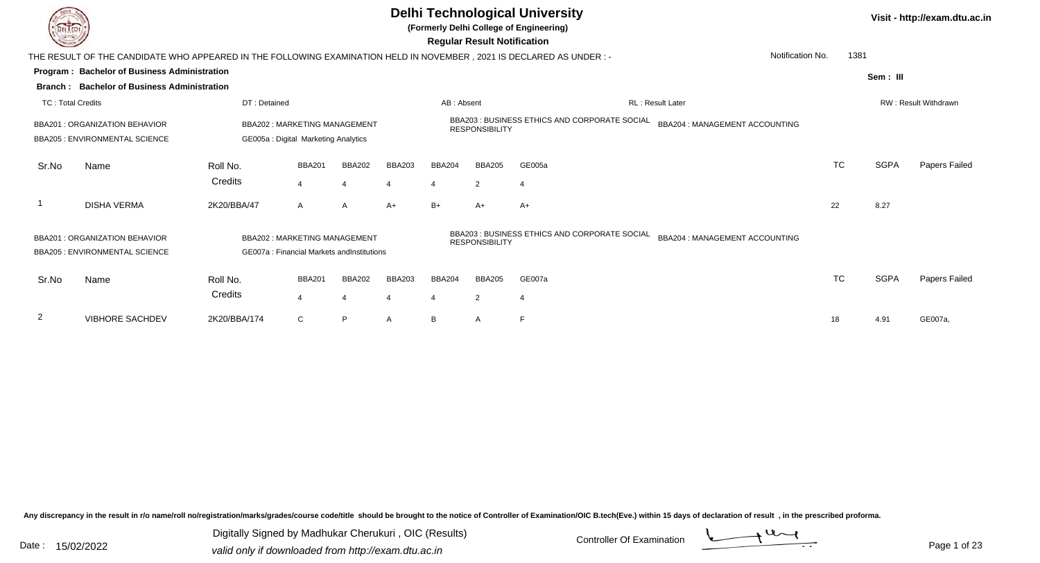# Delhi Technological University

**(Formerly Delhi College of Engineering)**

**Regular Result Notification**

Visit - http://exam.dtu.ac.in

THE RESULT OF THE CANDIDATE WHO APPEARED IN THE FOLLOWING EXAMINATION HELD IN NOVEMBER , 2021 IS DECLARED AS UNDER : -

Notification No. 1381

**Program : Bachelor of Business Administration**

**Branch : Bachelor of Business Administration**

Sem : III

TC : Total Credits | DT : Detained | AB : Absent | RL : Result Later | RW : Result Withdrawn

BBA201 : ORGANIZATION BEHAVIOR | BBA202 : MARKETING MANAGEMENT | BBA203 : BUSINESS ETHICS AND CORPORATE SOCIAL RESPONSIBILITY | BBA204 : MANAGEMENT ACCOUNTING
BBA205 : ENVIRONMENTAL SCIENCE | GE005a : Digital Marketing Analytics

| Sr.No | Name | Roll No. | BBA201 | BBA202 | BBA203 | BBA204 | BBA205 | GE005a | TC | SGPA | Papers Failed |
|---|---|---|---|---|---|---|---|---|---|---|---|
| | | Credits | 4 | 4 | 4 | 4 | 2 | 4 | | | |
| 1 | DISHA VERMA | 2K20/BBA/47 | A | A | A+ | B+ | A+ | A+ | 22 | 8.27 | |

BBA201 : ORGANIZATION BEHAVIOR | BBA202 : MARKETING MANAGEMENT | BBA203 : BUSINESS ETHICS AND CORPORATE SOCIAL RESPONSIBILITY | BBA204 : MANAGEMENT ACCOUNTING
BBA205 : ENVIRONMENTAL SCIENCE | GE007a : Financial Markets andInstitutions

| Sr.No | Name | Roll No. | BBA201 | BBA202 | BBA203 | BBA204 | BBA205 | GE007a | TC | SGPA | Papers Failed |
|---|---|---|---|---|---|---|---|---|---|---|---|
| | | Credits | 4 | 4 | 4 | 4 | 2 | 4 | | | |
| 2 | VIBHORE SACHDEV | 2K20/BBA/174 | C | P | A | B | A | F | 18 | 4.91 | GE007a, |

Any discrepancy in the result in r/o name/roll no/registration/marks/grades/course code/title should be brought to the notice of Controller of Examination/OIC B.tech(Eve.) within 15 days of declaration of result , in the prescribed proforma.

Date : 15/02/2022

Digitally Signed by Madhukar Cherukuri , OIC (Results)
valid only if downloaded from http://exam.dtu.ac.in

Controller Of Examination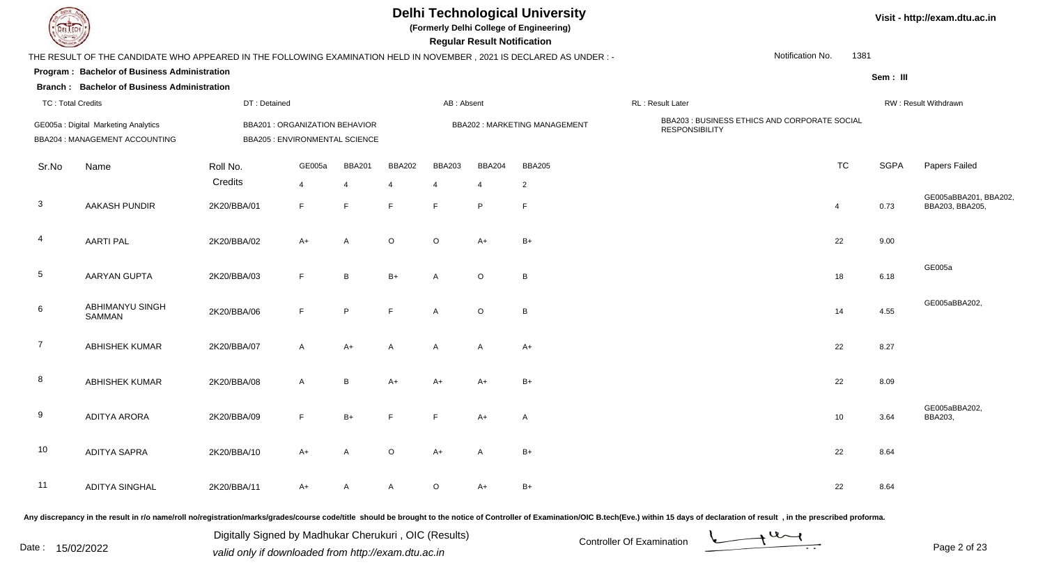# Delhi Technological University

**(Formerly Delhi College of Engineering)**

**Regular Result Notification**

Visit - http://exam.dtu.ac.in

THE RESULT OF THE CANDIDATE WHO APPEARED IN THE FOLLOWING EXAMINATION HELD IN NOVEMBER , 2021 IS DECLARED AS UNDER : -

Notification No. 1381

**Program : Bachelor of Business Administration**

**Branch : Bachelor of Business Administration**

Sem : III

TC : Total Credits | DT : Detained | AB : Absent | RL : Result Later | RW : Result Withdrawn

GE005a : Digital Marketing Analytics | BBA201 : ORGANIZATION BEHAVIOR | BBA202 : MARKETING MANAGEMENT | BBA203 : BUSINESS ETHICS AND CORPORATE SOCIAL RESPONSIBILITY | BBA204 : MANAGEMENT ACCOUNTING | BBA205 : ENVIRONMENTAL SCIENCE

| Sr.No | Name | Roll No. | GE005a | BBA201 | BBA202 | BBA203 | BBA204 | BBA205 | TC | SGPA | Papers Failed |
|---|---|---|---|---|---|---|---|---|---|---|---|
| | | Credits | 4 | 4 | 4 | 4 | 4 | 2 | | | |
| 3 | AAKASH PUNDIR | 2K20/BBA/01 | F | F | F | F | P | F | 4 | 0.73 | GE005aBBA201, BBA202, BBA203, BBA205, |
| 4 | AARTI PAL | 2K20/BBA/02 | A+ | A | O | O | A+ | B+ | 22 | 9.00 | |
| 5 | AARYAN GUPTA | 2K20/BBA/03 | F | B | B+ | A | O | B | 18 | 6.18 | GE005a |
| 6 | ABHIMANYU SINGH SAMMAN | 2K20/BBA/06 | F | P | F | A | O | B | 14 | 4.55 | GE005aBBA202, |
| 7 | ABHISHEK KUMAR | 2K20/BBA/07 | A | A+ | A | A | A | A+ | 22 | 8.27 | |
| 8 | ABHISHEK KUMAR | 2K20/BBA/08 | A | B | A+ | A+ | A+ | B+ | 22 | 8.09 | |
| 9 | ADITYA ARORA | 2K20/BBA/09 | F | B+ | F | F | A+ | A | 10 | 3.64 | GE005aBBA202, BBA203, |
| 10 | ADITYA SAPRA | 2K20/BBA/10 | A+ | A | O | A+ | A | B+ | 22 | 8.64 | |
| 11 | ADITYA SINGHAL | 2K20/BBA/11 | A+ | A | A | O | A+ | B+ | 22 | 8.64 | |

Any discrepancy in the result in r/o name/roll no/registration/marks/grades/course code/title should be brought to the notice of Controller of Examination/OIC B.tech(Eve.) within 15 days of declaration of result , in the prescribed proforma.

Date : 15/02/2022

Digitally Signed by Madhukar Cherukuri , OIC (Results)
valid only if downloaded from http://exam.dtu.ac.in

Controller Of Examination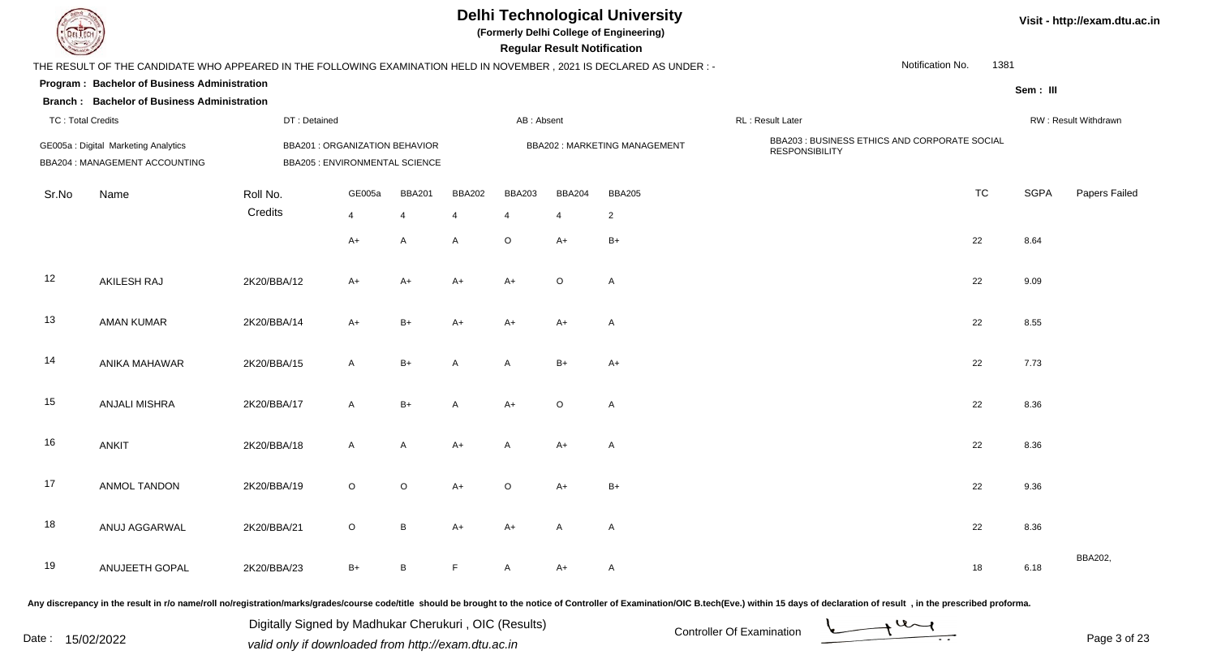# Delhi Technological University

**(Formerly Delhi College of Engineering)**

**Regular Result Notification**

Visit - http://exam.dtu.ac.in

THE RESULT OF THE CANDIDATE WHO APPEARED IN THE FOLLOWING EXAMINATION HELD IN NOVEMBER , 2021 IS DECLARED AS UNDER : -

Notification No. 1381

**Program : Bachelor of Business Administration**

**Branch : Bachelor of Business Administration**

Sem : III

TC : Total Credits | DT : Detained | AB : Absent | RL : Result Later | RW : Result Withdrawn

GE005a : Digital Marketing Analytics
BBA201 : ORGANIZATION BEHAVIOR
BBA202 : MARKETING MANAGEMENT
BBA203 : BUSINESS ETHICS AND CORPORATE SOCIAL RESPONSIBILITY
BBA204 : MANAGEMENT ACCOUNTING
BBA205 : ENVIRONMENTAL SCIENCE

| Sr.No | Name | Roll No. | GE005a | BBA201 | BBA202 | BBA203 | BBA204 | BBA205 | TC | SGPA | Papers Failed |
|---|---|---|---|---|---|---|---|---|---|---|---|
| | | Credits | 4 | 4 | 4 | 4 | 4 | 2 | | | |
| | | | A+ | A | A | O | A+ | B+ | 22 | 8.64 | |
| 12 | AKILESH RAJ | 2K20/BBA/12 | A+ | A+ | A+ | A+ | O | A | 22 | 9.09 | |
| 13 | AMAN KUMAR | 2K20/BBA/14 | A+ | B+ | A+ | A+ | A+ | A | 22 | 8.55 | |
| 14 | ANIKA MAHAWAR | 2K20/BBA/15 | A | B+ | A | A | B+ | A+ | 22 | 7.73 | |
| 15 | ANJALI MISHRA | 2K20/BBA/17 | A | B+ | A | A+ | O | A | 22 | 8.36 | |
| 16 | ANKIT | 2K20/BBA/18 | A | A | A+ | A | A+ | A | 22 | 8.36 | |
| 17 | ANMOL TANDON | 2K20/BBA/19 | O | O | A+ | O | A+ | B+ | 22 | 9.36 | |
| 18 | ANUJ AGGARWAL | 2K20/BBA/21 | O | B | A+ | A+ | A | A | 22 | 8.36 | |
| 19 | ANUJEETH GOPAL | 2K20/BBA/23 | B+ | B | F | A | A+ | A | 18 | 6.18 | BBA202, |

Any discrepancy in the result in r/o name/roll no/registration/marks/grades/course code/title should be brought to the notice of Controller of Examination/OIC B.tech(Eve.) within 15 days of declaration of result , in the prescribed proforma.

Date : 15/02/2022

Digitally Signed by Madhukar Cherukuri , OIC (Results)
valid only if downloaded from http://exam.dtu.ac.in

Controller Of Examination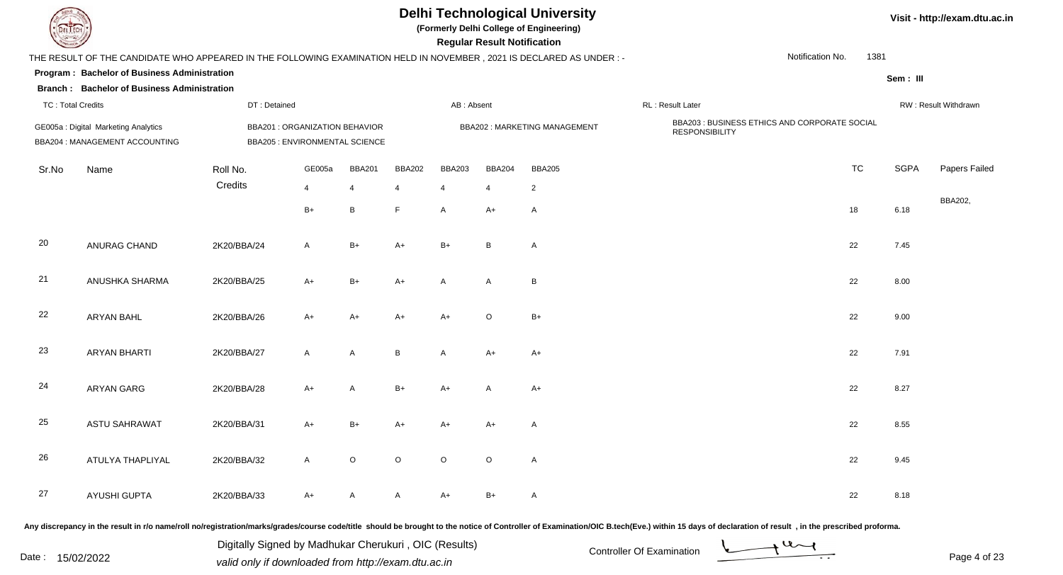# Delhi Technological University

**(Formerly Delhi College of Engineering)**

**Regular Result Notification**

Visit - http://exam.dtu.ac.in

THE RESULT OF THE CANDIDATE WHO APPEARED IN THE FOLLOWING EXAMINATION HELD IN NOVEMBER , 2021 IS DECLARED AS UNDER : -

Notification No. 1381

**Program : Bachelor of Business Administration**

**Branch : Bachelor of Business Administration**

Sem : III

TC : Total Credits | DT : Detained | AB : Absent | RL : Result Later | RW : Result Withdrawn

GE005a : Digital Marketing Analytics
BBA201 : ORGANIZATION BEHAVIOR
BBA202 : MARKETING MANAGEMENT
BBA203 : BUSINESS ETHICS AND CORPORATE SOCIAL RESPONSIBILITY
BBA204 : MANAGEMENT ACCOUNTING
BBA205 : ENVIRONMENTAL SCIENCE

| Sr.No | Name | Roll No. | GE005a | BBA201 | BBA202 | BBA203 | BBA204 | BBA205 | TC | SGPA | Papers Failed |
|---|---|---|---|---|---|---|---|---|---|---|---|
| | | Credits | 4 | 4 | 4 | 4 | 4 | 2 | | | |
| | | | B+ | B | F | A | A+ | A | 18 | 6.18 | BBA202, |
| 20 | ANURAG CHAND | 2K20/BBA/24 | A | B+ | A+ | B+ | B | A | 22 | 7.45 | |
| 21 | ANUSHKA SHARMA | 2K20/BBA/25 | A+ | B+ | A+ | A | A | B | 22 | 8.00 | |
| 22 | ARYAN BAHL | 2K20/BBA/26 | A+ | A+ | A+ | A+ | O | B+ | 22 | 9.00 | |
| 23 | ARYAN BHARTI | 2K20/BBA/27 | A | A | B | A | A+ | A+ | 22 | 7.91 | |
| 24 | ARYAN GARG | 2K20/BBA/28 | A+ | A | B+ | A+ | A | A+ | 22 | 8.27 | |
| 25 | ASTU SAHRAWAT | 2K20/BBA/31 | A+ | B+ | A+ | A+ | A+ | A | 22 | 8.55 | |
| 26 | ATULYA THAPLIYAL | 2K20/BBA/32 | A | O | O | O | O | A | 22 | 9.45 | |
| 27 | AYUSHI GUPTA | 2K20/BBA/33 | A+ | A | A | A+ | B+ | A | 22 | 8.18 | |

Any discrepancy in the result in r/o name/roll no/registration/marks/grades/course code/title should be brought to the notice of Controller of Examination/OIC B.tech(Eve.) within 15 days of declaration of result , in the prescribed proforma.

Date : 15/02/2022

Digitally Signed by Madhukar Cherukuri , OIC (Results)
valid only if downloaded from http://exam.dtu.ac.in

Controller Of Examination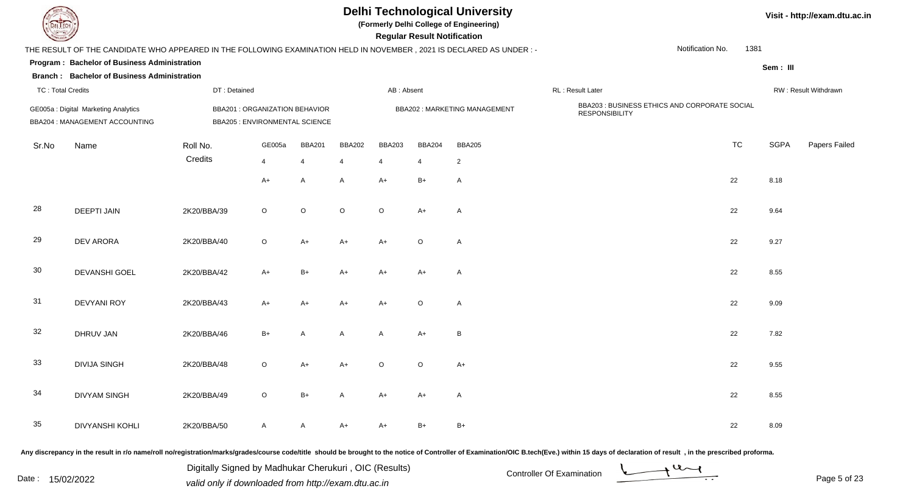# Delhi Technological University

**(Formerly Delhi College of Engineering)**

**Regular Result Notification**

Visit - http://exam.dtu.ac.in

THE RESULT OF THE CANDIDATE WHO APPEARED IN THE FOLLOWING EXAMINATION HELD IN NOVEMBER , 2021 IS DECLARED AS UNDER : -

Notification No. 1381

**Program : Bachelor of Business Administration**

**Sem : III**

**Branch : Bachelor of Business Administration**

TC : Total Credits | DT : Detained | AB : Absent | RL : Result Later | RW : Result Withdrawn

GE005a : Digital Marketing Analytics
BBA201 : ORGANIZATION BEHAVIOR
BBA202 : MARKETING MANAGEMENT
BBA203 : BUSINESS ETHICS AND CORPORATE SOCIAL RESPONSIBILITY
BBA204 : MANAGEMENT ACCOUNTING
BBA205 : ENVIRONMENTAL SCIENCE

| Sr.No | Name | Roll No. | GE005a | BBA201 | BBA202 | BBA203 | BBA204 | BBA205 | TC | SGPA | Papers Failed |
|---|---|---|---|---|---|---|---|---|---|---|---|
| | | Credits | 4 | 4 | 4 | 4 | 4 | 2 | | | |
| | | | A+ | A | A | A+ | B+ | A | 22 | 8.18 | |
| 28 | DEEPTI JAIN | 2K20/BBA/39 | O | O | O | O | A+ | A | 22 | 9.64 | |
| 29 | DEV ARORA | 2K20/BBA/40 | O | A+ | A+ | A+ | O | A | 22 | 9.27 | |
| 30 | DEVANSHI GOEL | 2K20/BBA/42 | A+ | B+ | A+ | A+ | A+ | A | 22 | 8.55 | |
| 31 | DEVYANI ROY | 2K20/BBA/43 | A+ | A+ | A+ | A+ | O | A | 22 | 9.09 | |
| 32 | DHRUV JAN | 2K20/BBA/46 | B+ | A | A | A | A+ | B | 22 | 7.82 | |
| 33 | DIVIJA SINGH | 2K20/BBA/48 | O | A+ | A+ | O | O | A+ | 22 | 9.55 | |
| 34 | DIVYAM SINGH | 2K20/BBA/49 | O | B+ | A | A+ | A+ | A | 22 | 8.55 | |
| 35 | DIVYANSHI KOHLI | 2K20/BBA/50 | A | A | A+ | A+ | B+ | B+ | 22 | 8.09 | |

Any discrepancy in the result in r/o name/roll no/registration/marks/grades/course code/title should be brought to the notice of Controller of Examination/OIC B.tech(Eve.) within 15 days of declaration of result , in the prescribed proforma.

Date : 15/02/2022

Digitally Signed by Madhukar Cherukuri , OIC (Results)
valid only if downloaded from http://exam.dtu.ac.in

Controller Of Examination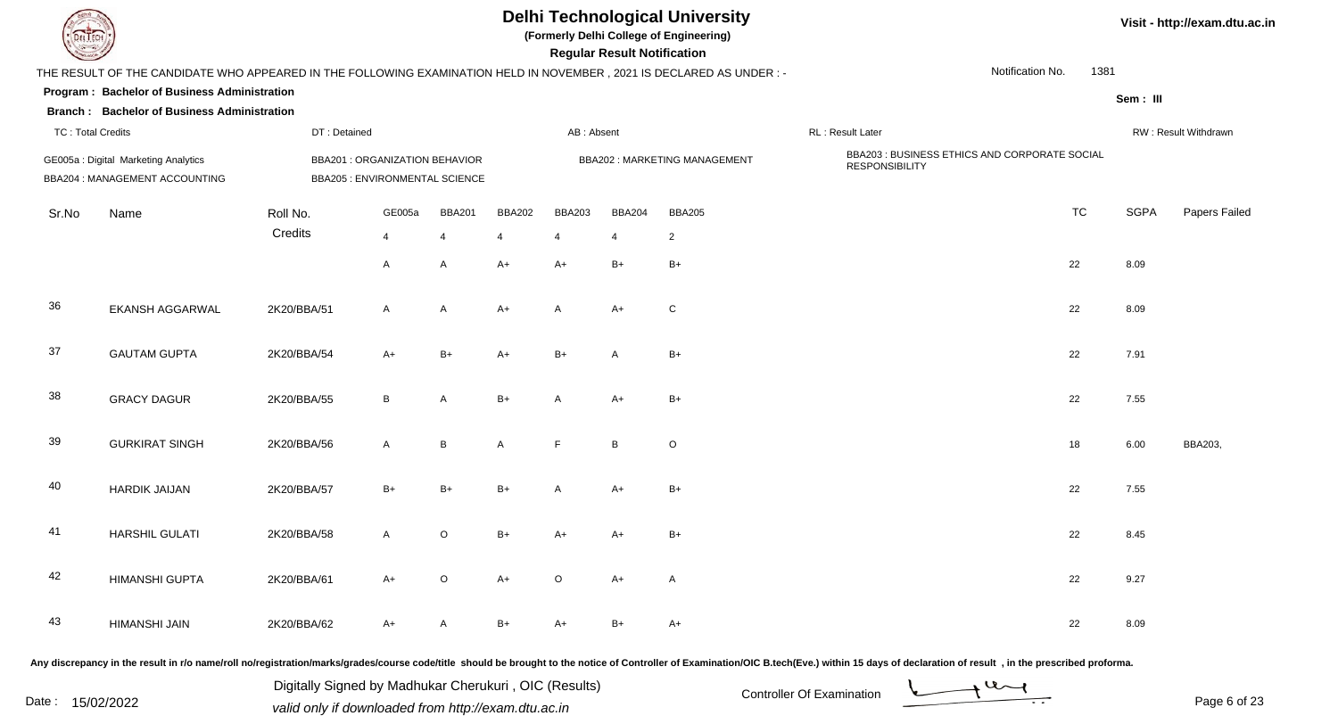# Delhi Technological University

**(Formerly Delhi College of Engineering)**

**Regular Result Notification**

Visit - http://exam.dtu.ac.in

THE RESULT OF THE CANDIDATE WHO APPEARED IN THE FOLLOWING EXAMINATION HELD IN NOVEMBER , 2021 IS DECLARED AS UNDER : -

Notification No. 1381

**Program : Bachelor of Business Administration**

**Branch : Bachelor of Business Administration**

Sem : III

TC : Total Credits | DT : Detained | AB : Absent | RL : Result Later | RW : Result Withdrawn

GE005a : Digital Marketing Analytics | BBA201 : ORGANIZATION BEHAVIOR | BBA202 : MARKETING MANAGEMENT | BBA203 : BUSINESS ETHICS AND CORPORATE SOCIAL RESPONSIBILITY
BBA204 : MANAGEMENT ACCOUNTING | BBA205 : ENVIRONMENTAL SCIENCE

| Sr.No | Name | Roll No. | GE005a | BBA201 | BBA202 | BBA203 | BBA204 | BBA205 | TC | SGPA | Papers Failed |
|---|---|---|---|---|---|---|---|---|---|---|---|
| | | Credits | 4 | 4 | 4 | 4 | 4 | 2 | | | |
| | | | A | A | A+ | A+ | B+ | B+ | 22 | 8.09 | |
| 36 | EKANSH AGGARWAL | 2K20/BBA/51 | A | A | A+ | A | A+ | C | 22 | 8.09 | |
| 37 | GAUTAM GUPTA | 2K20/BBA/54 | A+ | B+ | A+ | B+ | A | B+ | 22 | 7.91 | |
| 38 | GRACY DAGUR | 2K20/BBA/55 | B | A | B+ | A | A+ | B+ | 22 | 7.55 | |
| 39 | GURKIRAT SINGH | 2K20/BBA/56 | A | B | A | F | B | O | 18 | 6.00 | BBA203, |
| 40 | HARDIK JAIJAN | 2K20/BBA/57 | B+ | B+ | B+ | A | A+ | B+ | 22 | 7.55 | |
| 41 | HARSHIL GULATI | 2K20/BBA/58 | A | O | B+ | A+ | A+ | B+ | 22 | 8.45 | |
| 42 | HIMANSHI GUPTA | 2K20/BBA/61 | A+ | O | A+ | O | A+ | A | 22 | 9.27 | |
| 43 | HIMANSHI JAIN | 2K20/BBA/62 | A+ | A | B+ | A+ | B+ | A+ | 22 | 8.09 | |

Any discrepancy in the result in r/o name/roll no/registration/marks/grades/course code/title should be brought to the notice of Controller of Examination/OIC B.tech(Eve.) within 15 days of declaration of result , in the prescribed proforma.

Date : 15/02/2022

Digitally Signed by Madhukar Cherukuri , OIC (Results)
valid only if downloaded from http://exam.dtu.ac.in

Controller Of Examination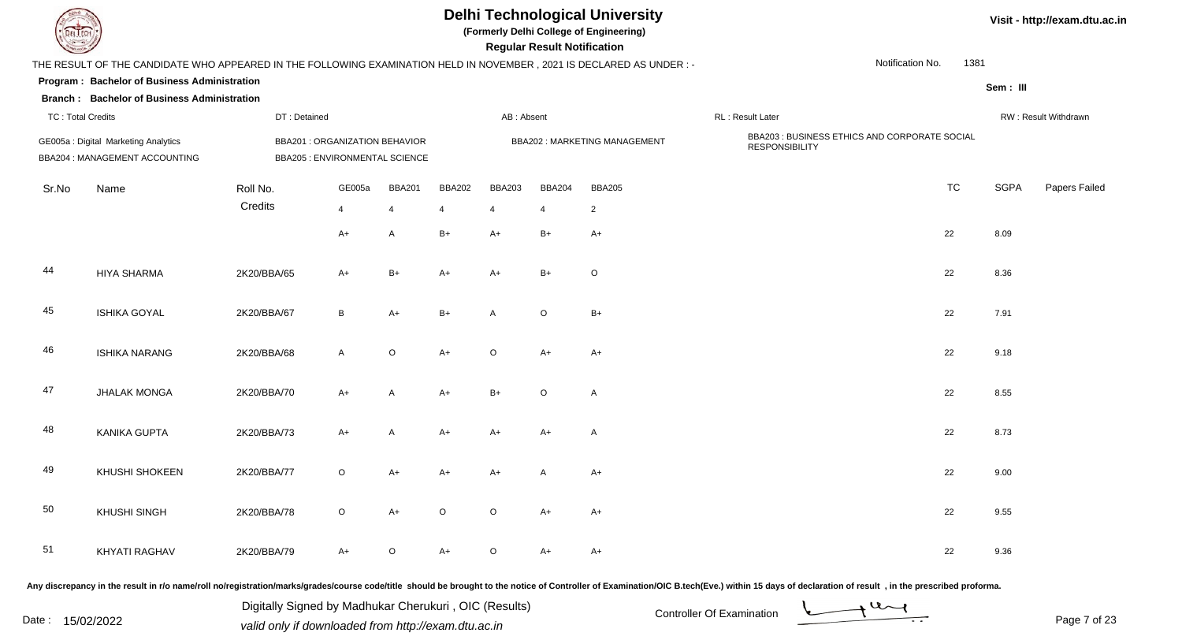# Delhi Technological University

**(Formerly Delhi College of Engineering)**

**Regular Result Notification**

Visit - http://exam.dtu.ac.in

THE RESULT OF THE CANDIDATE WHO APPEARED IN THE FOLLOWING EXAMINATION HELD IN NOVEMBER , 2021 IS DECLARED AS UNDER : -

Notification No. 1381

**Program : Bachelor of Business Administration**

**Branch : Bachelor of Business Administration**

Sem : III

TC : Total Credits | DT : Detained | AB : Absent | RL : Result Later | RW : Result Withdrawn

GE005a : Digital Marketing Analytics | BBA201 : ORGANIZATION BEHAVIOR | BBA202 : MARKETING MANAGEMENT | BBA203 : BUSINESS ETHICS AND CORPORATE SOCIAL RESPONSIBILITY | BBA204 : MANAGEMENT ACCOUNTING | BBA205 : ENVIRONMENTAL SCIENCE

| Sr.No | Name | Roll No. | GE005a | BBA201 | BBA202 | BBA203 | BBA204 | BBA205 | TC | SGPA | Papers Failed |
|---|---|---|---|---|---|---|---|---|---|---|---|
| | | Credits | 4 | 4 | 4 | 4 | 4 | 2 | | | |
| | | | A+ | A | B+ | A+ | B+ | A+ | 22 | 8.09 | |
| 44 | HIYA SHARMA | 2K20/BBA/65 | A+ | B+ | A+ | A+ | B+ | O | 22 | 8.36 | |
| 45 | ISHIKA GOYAL | 2K20/BBA/67 | B | A+ | B+ | A | O | B+ | 22 | 7.91 | |
| 46 | ISHIKA NARANG | 2K20/BBA/68 | A | O | A+ | O | A+ | A+ | 22 | 9.18 | |
| 47 | JHALAK MONGA | 2K20/BBA/70 | A+ | A | A+ | B+ | O | A | 22 | 8.55 | |
| 48 | KANIKA GUPTA | 2K20/BBA/73 | A+ | A | A+ | A+ | A+ | A | 22 | 8.73 | |
| 49 | KHUSHI SHOKEEN | 2K20/BBA/77 | O | A+ | A+ | A+ | A | A+ | 22 | 9.00 | |
| 50 | KHUSHI SINGH | 2K20/BBA/78 | O | A+ | O | O | A+ | A+ | 22 | 9.55 | |
| 51 | KHYATI RAGHAV | 2K20/BBA/79 | A+ | O | A+ | O | A+ | A+ | 22 | 9.36 | |

Any discrepancy in the result in r/o name/roll no/registration/marks/grades/course code/title should be brought to the notice of Controller of Examination/OIC B.tech(Eve.) within 15 days of declaration of result , in the prescribed proforma.

Date : 15/02/2022

Digitally Signed by Madhukar Cherukuri , OIC (Results)
valid only if downloaded from http://exam.dtu.ac.in

Controller Of Examination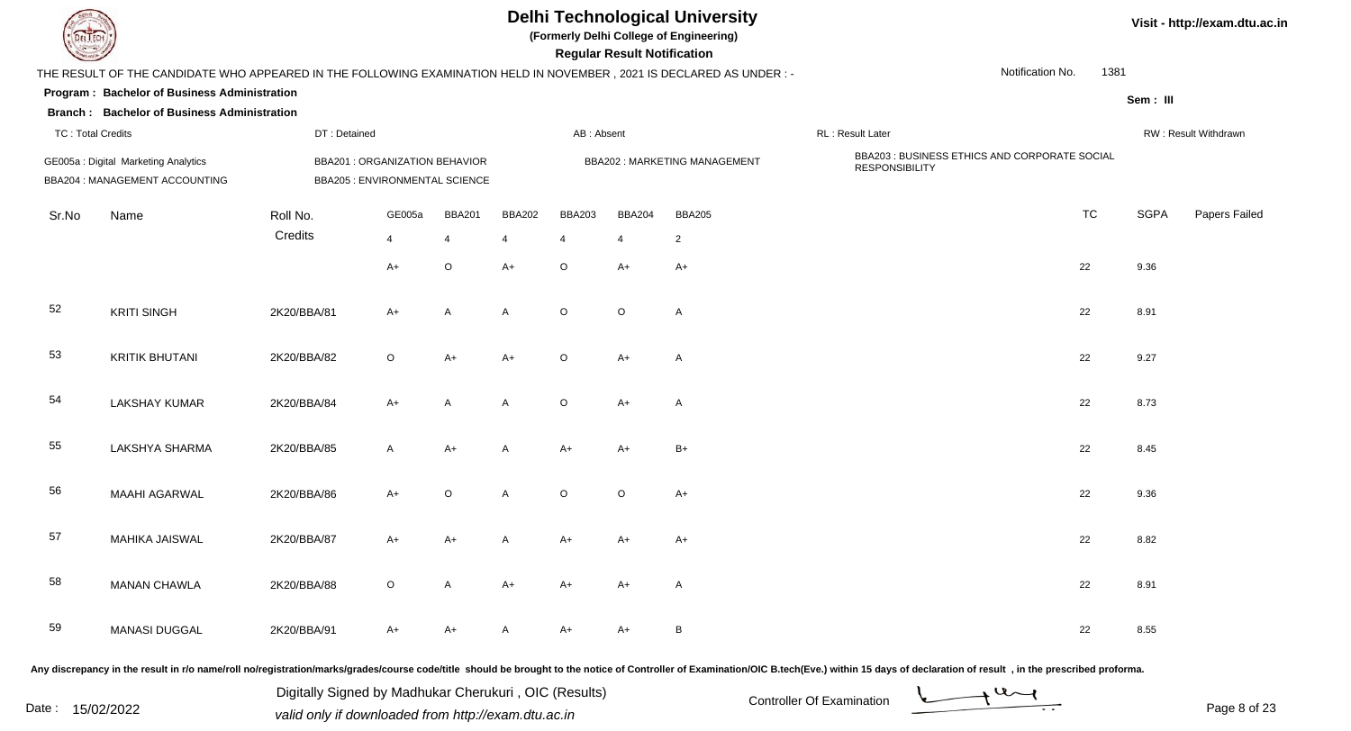# Delhi Technological University

**(Formerly Delhi College of Engineering)**

**Regular Result Notification**

Visit - http://exam.dtu.ac.in

THE RESULT OF THE CANDIDATE WHO APPEARED IN THE FOLLOWING EXAMINATION HELD IN NOVEMBER , 2021 IS DECLARED AS UNDER : -

Notification No. 1381

**Program : Bachelor of Business Administration**

**Branch : Bachelor of Business Administration**

Sem : III

TC : Total Credits | DT : Detained | AB : Absent | RL : Result Later | RW : Result Withdrawn

GE005a : Digital Marketing Analytics
BBA201 : ORGANIZATION BEHAVIOR
BBA202 : MARKETING MANAGEMENT
BBA203 : BUSINESS ETHICS AND CORPORATE SOCIAL RESPONSIBILITY
BBA204 : MANAGEMENT ACCOUNTING
BBA205 : ENVIRONMENTAL SCIENCE

| Sr.No | Name | Roll No. | GE005a | BBA201 | BBA202 | BBA203 | BBA204 | BBA205 | TC | SGPA | Papers Failed |
|---|---|---|---|---|---|---|---|---|---|---|---|
| | | Credits | 4 | 4 | 4 | 4 | 4 | 2 | | | |
| | | | A+ | O | A+ | O | A+ | A+ | 22 | 9.36 | |
| 52 | KRITI SINGH | 2K20/BBA/81 | A+ | A | A | O | O | A | 22 | 8.91 | |
| 53 | KRITIK BHUTANI | 2K20/BBA/82 | O | A+ | A+ | O | A+ | A | 22 | 9.27 | |
| 54 | LAKSHAY KUMAR | 2K20/BBA/84 | A+ | A | A | O | A+ | A | 22 | 8.73 | |
| 55 | LAKSHYA SHARMA | 2K20/BBA/85 | A | A+ | A | A+ | A+ | B+ | 22 | 8.45 | |
| 56 | MAAHI AGARWAL | 2K20/BBA/86 | A+ | O | A | O | O | A+ | 22 | 9.36 | |
| 57 | MAHIKA JAISWAL | 2K20/BBA/87 | A+ | A+ | A | A+ | A+ | A+ | 22 | 8.82 | |
| 58 | MANAN CHAWLA | 2K20/BBA/88 | O | A | A+ | A+ | A+ | A | 22 | 8.91 | |
| 59 | MANASI DUGGAL | 2K20/BBA/91 | A+ | A+ | A | A+ | A+ | B | 22 | 8.55 | |

Any discrepancy in the result in r/o name/roll no/registration/marks/grades/course code/title should be brought to the notice of Controller of Examination/OIC B.tech(Eve.) within 15 days of declaration of result , in the prescribed proforma.

Date : 15/02/2022

Digitally Signed by Madhukar Cherukuri , OIC (Results)
valid only if downloaded from http://exam.dtu.ac.in

Controller Of Examination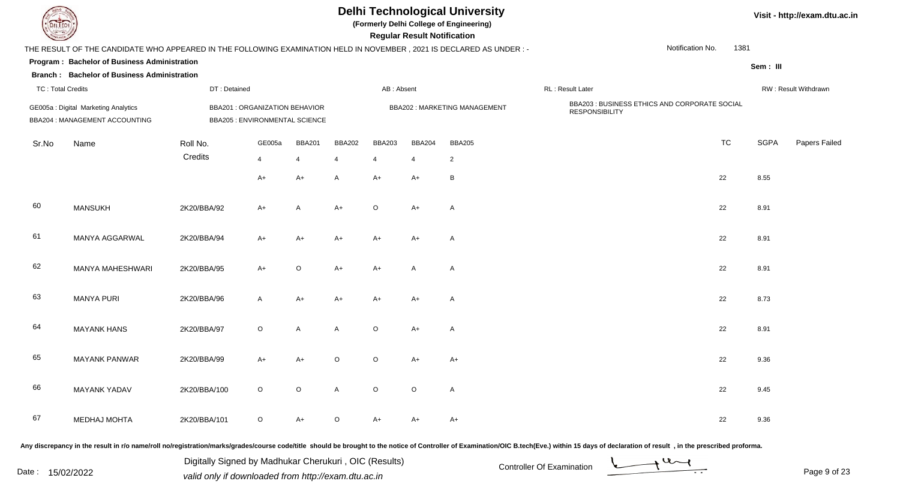# Delhi Technological University

**(Formerly Delhi College of Engineering)**

**Regular Result Notification**

Visit - http://exam.dtu.ac.in

THE RESULT OF THE CANDIDATE WHO APPEARED IN THE FOLLOWING EXAMINATION HELD IN NOVEMBER , 2021 IS DECLARED AS UNDER : -

Notification No. 1381

**Program : Bachelor of Business Administration**

**Branch : Bachelor of Business Administration**

Sem : III

TC : Total Credits | DT : Detained | AB : Absent | RL : Result Later | RW : Result Withdrawn

GE005a : Digital Marketing Analytics
BBA201 : ORGANIZATION BEHAVIOR
BBA202 : MARKETING MANAGEMENT
BBA203 : BUSINESS ETHICS AND CORPORATE SOCIAL RESPONSIBILITY
BBA204 : MANAGEMENT ACCOUNTING
BBA205 : ENVIRONMENTAL SCIENCE

| Sr.No | Name | Roll No. | GE005a | BBA201 | BBA202 | BBA203 | BBA204 | BBA205 | TC | SGPA | Papers Failed |
|---|---|---|---|---|---|---|---|---|---|---|---|
| | | Credits | 4 | 4 | 4 | 4 | 4 | 2 | | | |
| | | | A+ | A+ | A | A+ | A+ | B | 22 | 8.55 | |
| 60 | MANSUKH | 2K20/BBA/92 | A+ | A | A+ | O | A+ | A | 22 | 8.91 | |
| 61 | MANYA AGGARWAL | 2K20/BBA/94 | A+ | A+ | A+ | A+ | A+ | A | 22 | 8.91 | |
| 62 | MANYA MAHESHWARI | 2K20/BBA/95 | A+ | O | A+ | A+ | A | A | 22 | 8.91 | |
| 63 | MANYA PURI | 2K20/BBA/96 | A | A+ | A+ | A+ | A+ | A | 22 | 8.73 | |
| 64 | MAYANK HANS | 2K20/BBA/97 | O | A | A | O | A+ | A | 22 | 8.91 | |
| 65 | MAYANK PANWAR | 2K20/BBA/99 | A+ | A+ | O | O | A+ | A+ | 22 | 9.36 | |
| 66 | MAYANK YADAV | 2K20/BBA/100 | O | O | A | O | O | A | 22 | 9.45 | |
| 67 | MEDHAJ MOHTA | 2K20/BBA/101 | O | A+ | O | A+ | A+ | A+ | 22 | 9.36 | |

Any discrepancy in the result in r/o name/roll no/registration/marks/grades/course code/title should be brought to the notice of Controller of Examination/OIC B.tech(Eve.) within 15 days of declaration of result , in the prescribed proforma.

Date : 15/02/2022

Digitally Signed by Madhukar Cherukuri , OIC (Results)
valid only if downloaded from http://exam.dtu.ac.in

Controller Of Examination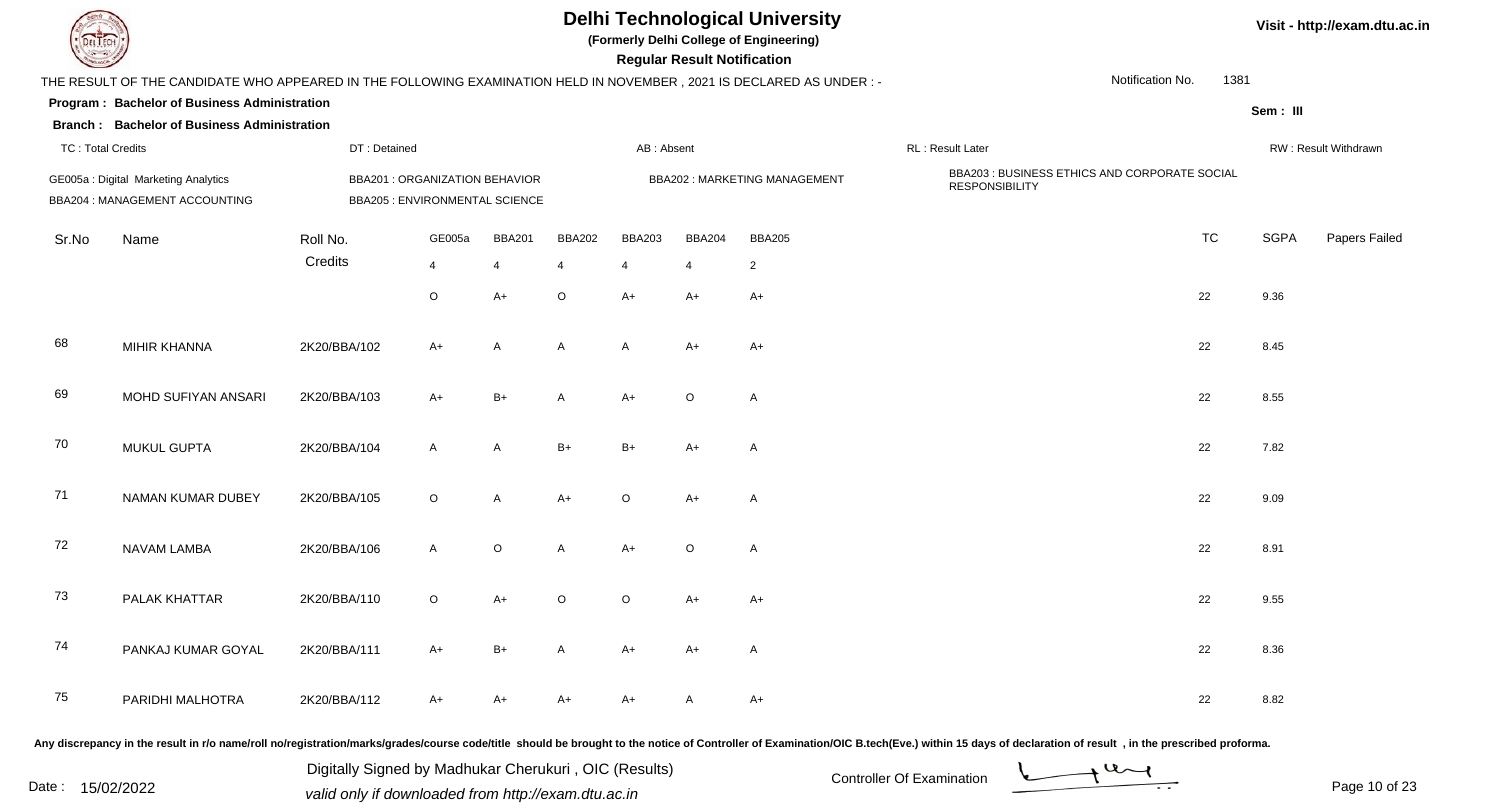# Delhi Technological University

**(Formerly Delhi College of Engineering)**

**Regular Result Notification**

Visit - http://exam.dtu.ac.in

THE RESULT OF THE CANDIDATE WHO APPEARED IN THE FOLLOWING EXAMINATION HELD IN NOVEMBER , 2021 IS DECLARED AS UNDER : -

Notification No. 1381

**Program : Bachelor of Business Administration**

**Branch : Bachelor of Business Administration**

Sem : III

TC : Total Credits | DT : Detained | AB : Absent | RL : Result Later | RW : Result Withdrawn

GE005a : Digital Marketing Analytics
BBA201 : ORGANIZATION BEHAVIOR
BBA202 : MARKETING MANAGEMENT
BBA203 : BUSINESS ETHICS AND CORPORATE SOCIAL RESPONSIBILITY
BBA204 : MANAGEMENT ACCOUNTING
BBA205 : ENVIRONMENTAL SCIENCE

| Sr.No | Name | Roll No. | GE005a | BBA201 | BBA202 | BBA203 | BBA204 | BBA205 | TC | SGPA | Papers Failed |
|---|---|---|---|---|---|---|---|---|---|---|---|
| | | Credits | 4 | 4 | 4 | 4 | 4 | 2 | | | |
| | | | O | A+ | O | A+ | A+ | A+ | 22 | 9.36 | |
| 68 | MIHIR KHANNA | 2K20/BBA/102 | A+ | A | A | A | A+ | A+ | 22 | 8.45 | |
| 69 | MOHD SUFIYAN ANSARI | 2K20/BBA/103 | A+ | B+ | A | A+ | O | A | 22 | 8.55 | |
| 70 | MUKUL GUPTA | 2K20/BBA/104 | A | A | B+ | B+ | A+ | A | 22 | 7.82 | |
| 71 | NAMAN KUMAR DUBEY | 2K20/BBA/105 | O | A | A+ | O | A+ | A | 22 | 9.09 | |
| 72 | NAVAM LAMBA | 2K20/BBA/106 | A | O | A | A+ | O | A | 22 | 8.91 | |
| 73 | PALAK KHATTAR | 2K20/BBA/110 | O | A+ | O | O | A+ | A+ | 22 | 9.55 | |
| 74 | PANKAJ KUMAR GOYAL | 2K20/BBA/111 | A+ | B+ | A | A+ | A+ | A | 22 | 8.36 | |
| 75 | PARIDHI MALHOTRA | 2K20/BBA/112 | A+ | A+ | A+ | A+ | A | A+ | 22 | 8.82 | |

Any discrepancy in the result in r/o name/roll no/registration/marks/grades/course code/title should be brought to the notice of Controller of Examination/OIC B.tech(Eve.) within 15 days of declaration of result , in the prescribed proforma.

Date : 15/02/2022

Digitally Signed by Madhukar Cherukuri , OIC (Results)
valid only if downloaded from http://exam.dtu.ac.in

Controller Of Examination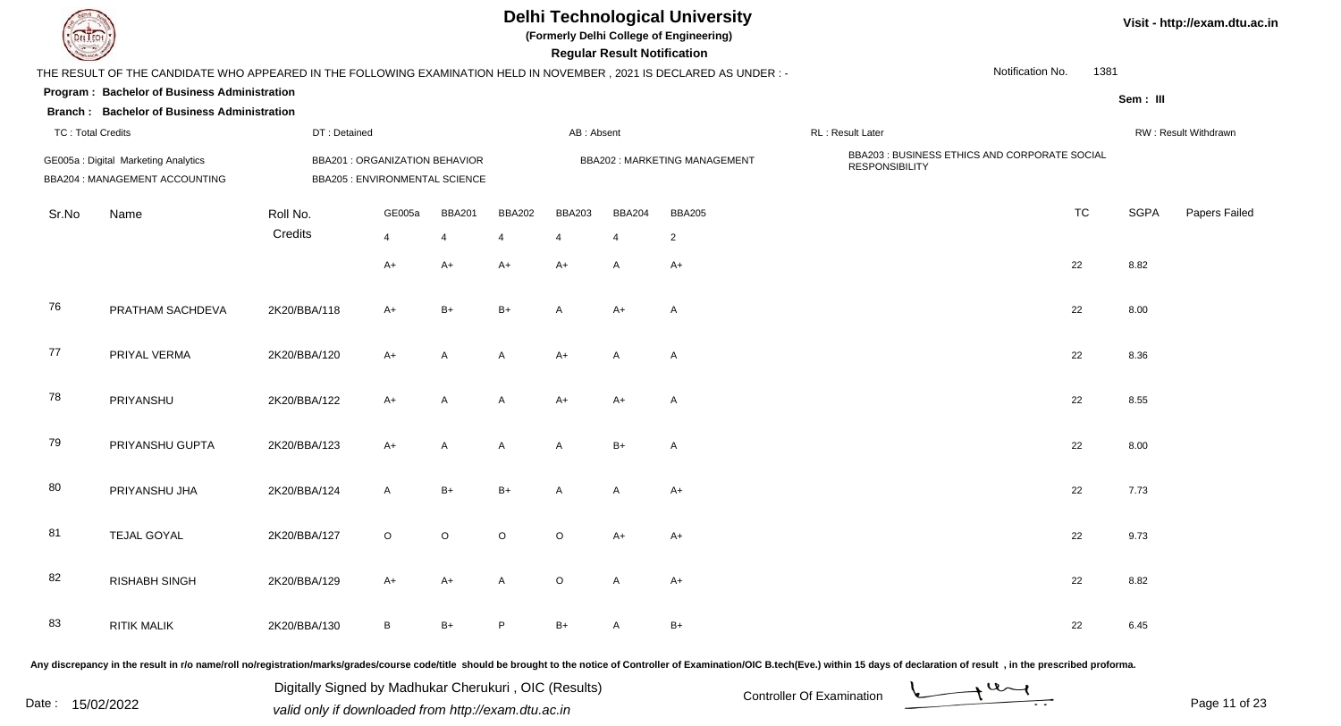# Delhi Technological University

**(Formerly Delhi College of Engineering)**

**Regular Result Notification**

THE RESULT OF THE CANDIDATE WHO APPEARED IN THE FOLLOWING EXAMINATION HELD IN NOVEMBER , 2021 IS DECLARED AS UNDER : -

Notification No. 1381

**Program : Bachelor of Business Administration**

**Branch : Bachelor of Business Administration**

Sem : III

TC : Total Credits | DT : Detained | AB : Absent | RL : Result Later | RW : Result Withdrawn

GE005a : Digital Marketing Analytics
BBA201 : ORGANIZATION BEHAVIOR
BBA202 : MARKETING MANAGEMENT
BBA203 : BUSINESS ETHICS AND CORPORATE SOCIAL RESPONSIBILITY
BBA204 : MANAGEMENT ACCOUNTING
BBA205 : ENVIRONMENTAL SCIENCE

| Sr.No | Name | Roll No. | GE005a | BBA201 | BBA202 | BBA203 | BBA204 | BBA205 | TC | SGPA | Papers Failed |
|---|---|---|---|---|---|---|---|---|---|---|---|
| | | Credits | 4 | 4 | 4 | 4 | 4 | 2 | | | |
| | | | A+ | A+ | A+ | A+ | A | A+ | 22 | 8.82 | |
| 76 | PRATHAM SACHDEVA | 2K20/BBA/118 | A+ | B+ | B+ | A | A+ | A | 22 | 8.00 | |
| 77 | PRIYAL VERMA | 2K20/BBA/120 | A+ | A | A | A+ | A | A | 22 | 8.36 | |
| 78 | PRIYANSHU | 2K20/BBA/122 | A+ | A | A | A+ | A+ | A | 22 | 8.55 | |
| 79 | PRIYANSHU GUPTA | 2K20/BBA/123 | A+ | A | A | A | B+ | A | 22 | 8.00 | |
| 80 | PRIYANSHU JHA | 2K20/BBA/124 | A | B+ | B+ | A | A | A+ | 22 | 7.73 | |
| 81 | TEJAL GOYAL | 2K20/BBA/127 | O | O | O | O | A+ | A+ | 22 | 9.73 | |
| 82 | RISHABH SINGH | 2K20/BBA/129 | A+ | A+ | A | O | A | A+ | 22 | 8.82 | |
| 83 | RITIK MALIK | 2K20/BBA/130 | B | B+ | P | B+ | A | B+ | 22 | 6.45 | |

Any discrepancy in the result in r/o name/roll no/registration/marks/grades/course code/title should be brought to the notice of Controller of Examination/OIC B.tech(Eve.) within 15 days of declaration of result , in the prescribed proforma.

Date : 15/02/2022

Digitally Signed by Madhukar Cherukuri , OIC (Results)
valid only if downloaded from http://exam.dtu.ac.in

Controller Of Examination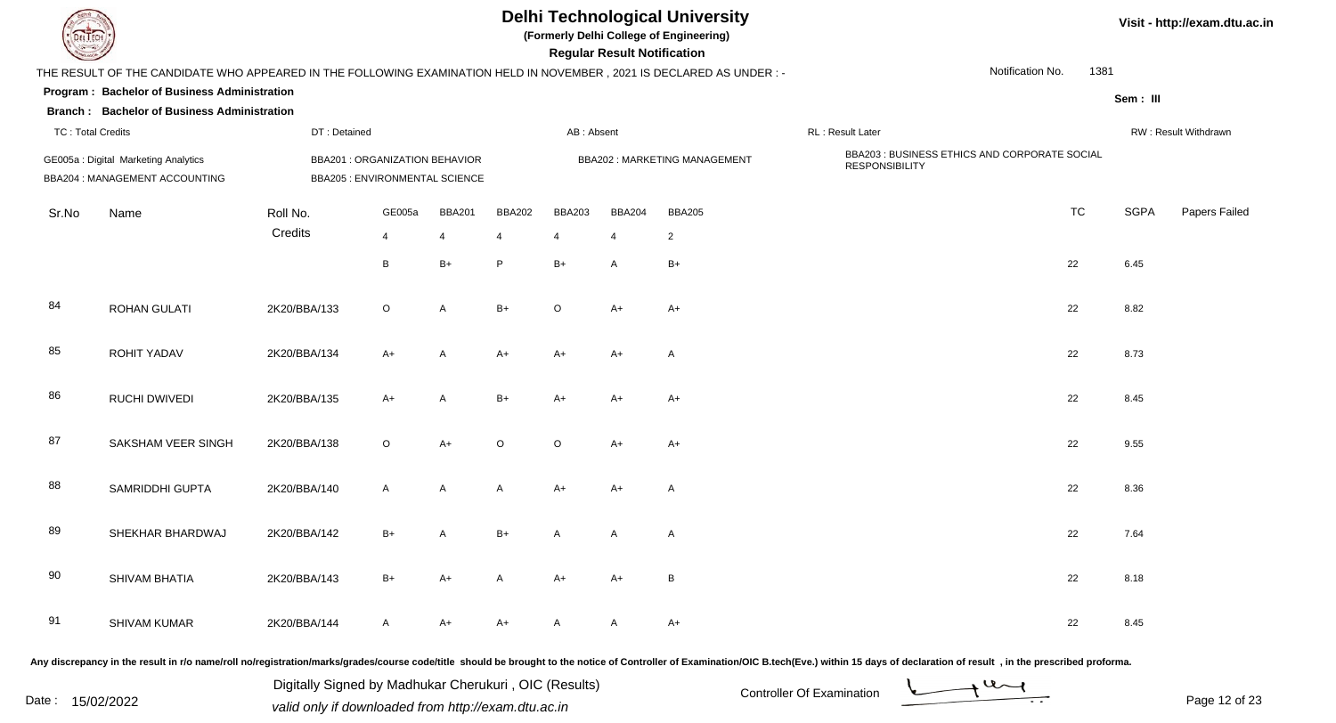# Delhi Technological University

**(Formerly Delhi College of Engineering)**

**Regular Result Notification**

Visit - http://exam.dtu.ac.in

THE RESULT OF THE CANDIDATE WHO APPEARED IN THE FOLLOWING EXAMINATION HELD IN NOVEMBER , 2021 IS DECLARED AS UNDER : -

Notification No. 1381

**Program : Bachelor of Business Administration**

**Branch : Bachelor of Business Administration**

Sem : III

TC : Total Credits | DT : Detained | AB : Absent | RL : Result Later | RW : Result Withdrawn

GE005a : Digital Marketing Analytics | BBA201 : ORGANIZATION BEHAVIOR | BBA202 : MARKETING MANAGEMENT | BBA203 : BUSINESS ETHICS AND CORPORATE SOCIAL RESPONSIBILITY

BBA204 : MANAGEMENT ACCOUNTING | BBA205 : ENVIRONMENTAL SCIENCE

| Sr.No | Name | Roll No. | GE005a | BBA201 | BBA202 | BBA203 | BBA204 | BBA205 | TC | SGPA | Papers Failed |
|---|---|---|---|---|---|---|---|---|---|---|---|
| | | Credits | 4 | 4 | 4 | 4 | 4 | 2 | | | |
| | | | B | B+ | P | B+ | A | B+ | 22 | 6.45 | |
| 84 | ROHAN GULATI | 2K20/BBA/133 | O | A | B+ | O | A+ | A+ | 22 | 8.82 | |
| 85 | ROHIT YADAV | 2K20/BBA/134 | A+ | A | A+ | A+ | A+ | A | 22 | 8.73 | |
| 86 | RUCHI DWIVEDI | 2K20/BBA/135 | A+ | A | B+ | A+ | A+ | A+ | 22 | 8.45 | |
| 87 | SAKSHAM VEER SINGH | 2K20/BBA/138 | O | A+ | O | O | A+ | A+ | 22 | 9.55 | |
| 88 | SAMRIDDHI GUPTA | 2K20/BBA/140 | A | A | A | A+ | A+ | A | 22 | 8.36 | |
| 89 | SHEKHAR BHARDWAJ | 2K20/BBA/142 | B+ | A | B+ | A | A | A | 22 | 7.64 | |
| 90 | SHIVAM BHATIA | 2K20/BBA/143 | B+ | A+ | A | A+ | A+ | B | 22 | 8.18 | |
| 91 | SHIVAM KUMAR | 2K20/BBA/144 | A | A+ | A+ | A | A | A+ | 22 | 8.45 | |

Any discrepancy in the result in r/o name/roll no/registration/marks/grades/course code/title should be brought to the notice of Controller of Examination/OIC B.tech(Eve.) within 15 days of declaration of result , in the prescribed proforma.

Date : 15/02/2022

Digitally Signed by Madhukar Cherukuri , OIC (Results)
valid only if downloaded from http://exam.dtu.ac.in

Controller Of Examination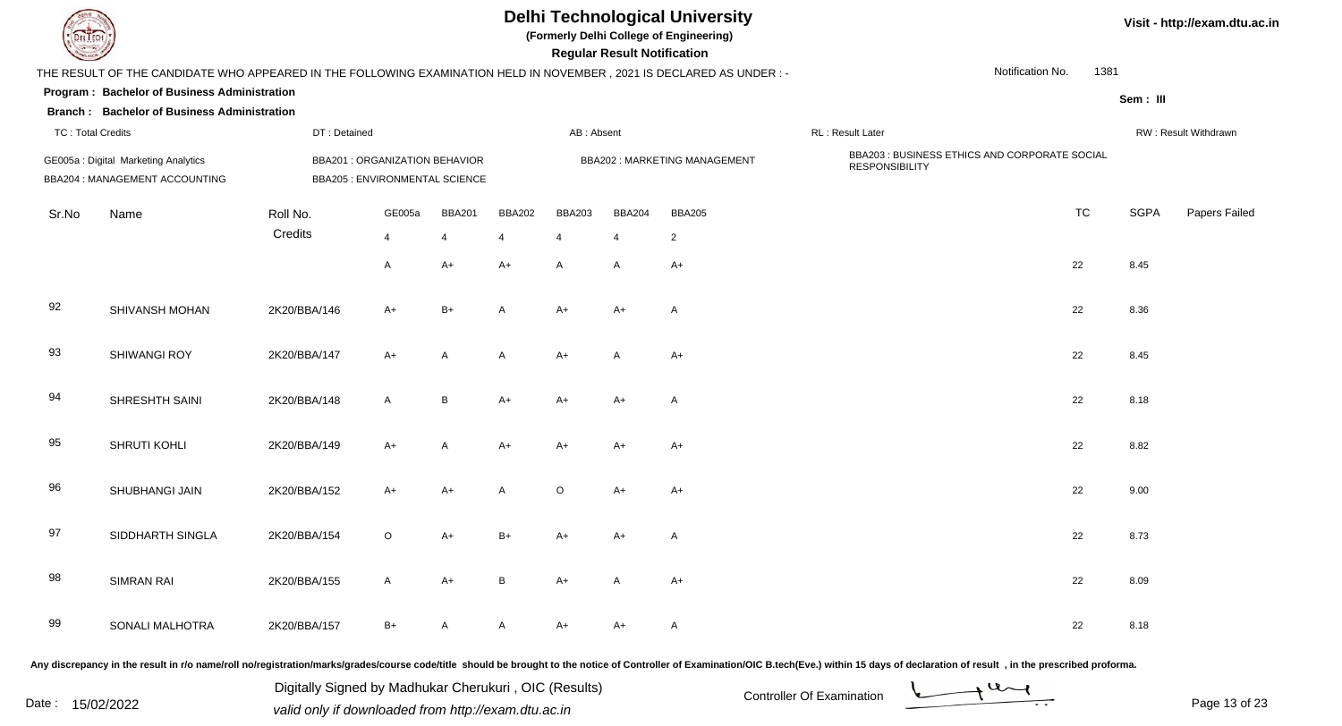# Delhi Technological University

**(Formerly Delhi College of Engineering)**

**Regular Result Notification**

Visit - http://exam.dtu.ac.in

THE RESULT OF THE CANDIDATE WHO APPEARED IN THE FOLLOWING EXAMINATION HELD IN NOVEMBER , 2021 IS DECLARED AS UNDER : -

Notification No. 1381

**Program : Bachelor of Business Administration**

**Branch : Bachelor of Business Administration**

Sem : III

TC : Total Credits | DT : Detained | AB : Absent | RL : Result Later | RW : Result Withdrawn

GE005a : Digital Marketing Analytics
BBA201 : ORGANIZATION BEHAVIOR
BBA202 : MARKETING MANAGEMENT
BBA203 : BUSINESS ETHICS AND CORPORATE SOCIAL RESPONSIBILITY
BBA204 : MANAGEMENT ACCOUNTING
BBA205 : ENVIRONMENTAL SCIENCE

| Sr.No | Name | Roll No. | GE005a | BBA201 | BBA202 | BBA203 | BBA204 | BBA205 | TC | SGPA | Papers Failed |
|---|---|---|---|---|---|---|---|---|---|---|---|
| | | Credits | 4 | 4 | 4 | 4 | 4 | 2 | | | |
| | | | A | A+ | A+ | A | A | A+ | 22 | 8.45 | |
| 92 | SHIVANSH MOHAN | 2K20/BBA/146 | A+ | B+ | A | A+ | A+ | A | 22 | 8.36 | |
| 93 | SHIWANGI ROY | 2K20/BBA/147 | A+ | A | A | A+ | A | A+ | 22 | 8.45 | |
| 94 | SHRESHTH SAINI | 2K20/BBA/148 | A | B | A+ | A+ | A+ | A | 22 | 8.18 | |
| 95 | SHRUTI KOHLI | 2K20/BBA/149 | A+ | A | A+ | A+ | A+ | A+ | 22 | 8.82 | |
| 96 | SHUBHANGI JAIN | 2K20/BBA/152 | A+ | A+ | A | O | A+ | A+ | 22 | 9.00 | |
| 97 | SIDDHARTH SINGLA | 2K20/BBA/154 | O | A+ | B+ | A+ | A+ | A | 22 | 8.73 | |
| 98 | SIMRAN RAI | 2K20/BBA/155 | A | A+ | B | A+ | A | A+ | 22 | 8.09 | |
| 99 | SONALI MALHOTRA | 2K20/BBA/157 | B+ | A | A | A+ | A+ | A | 22 | 8.18 | |

Any discrepancy in the result in r/o name/roll no/registration/marks/grades/course code/title should be brought to the notice of Controller of Examination/OIC B.tech(Eve.) within 15 days of declaration of result , in the prescribed proforma.

Date : 15/02/2022

Digitally Signed by Madhukar Cherukuri , OIC (Results)
valid only if downloaded from http://exam.dtu.ac.in

Controller Of Examination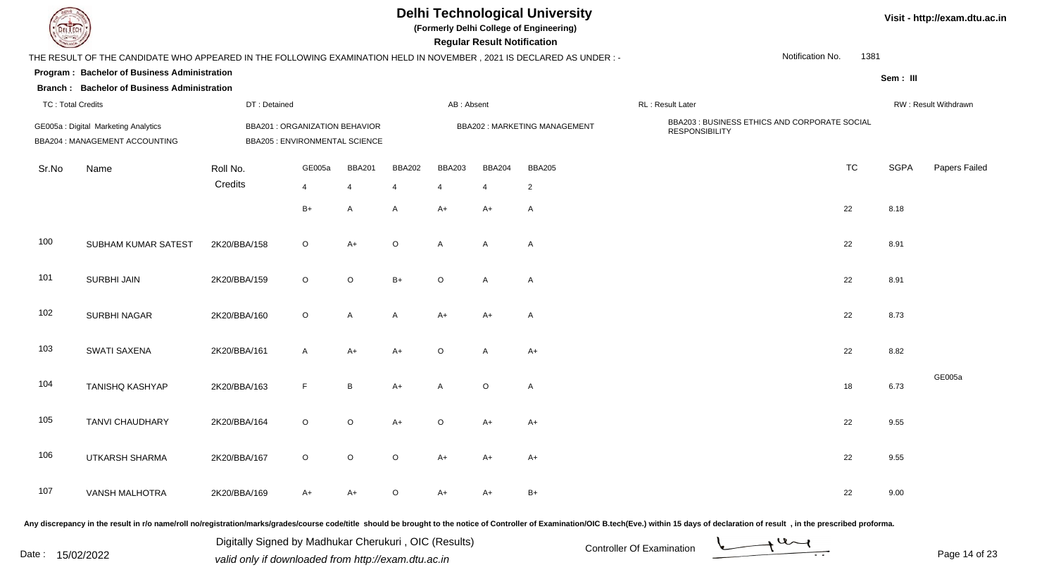# Delhi Technological University

**(Formerly Delhi College of Engineering)**

**Regular Result Notification**

Visit - http://exam.dtu.ac.in

THE RESULT OF THE CANDIDATE WHO APPEARED IN THE FOLLOWING EXAMINATION HELD IN NOVEMBER , 2021 IS DECLARED AS UNDER : -

Notification No. 1381

**Program : Bachelor of Business Administration**

**Sem : III**

**Branch : Bachelor of Business Administration**

TC : Total Credits | DT : Detained | AB : Absent | RL : Result Later | RW : Result Withdrawn

GE005a : Digital Marketing Analytics | BBA201 : ORGANIZATION BEHAVIOR | BBA202 : MARKETING MANAGEMENT | BBA203 : BUSINESS ETHICS AND CORPORATE SOCIAL RESPONSIBILITY

BBA204 : MANAGEMENT ACCOUNTING | BBA205 : ENVIRONMENTAL SCIENCE

| Sr.No | Name | Roll No. | GE005a | BBA201 | BBA202 | BBA203 | BBA204 | BBA205 | TC | SGPA | Papers Failed |
|---|---|---|---|---|---|---|---|---|---|---|---|
| | | Credits | 4 | 4 | 4 | 4 | 4 | 2 | | | |
| | | | B+ | A | A | A+ | A+ | A | 22 | 8.18 | |
| 100 | SUBHAM KUMAR SATEST | 2K20/BBA/158 | O | A+ | O | A | A | A | 22 | 8.91 | |
| 101 | SURBHI JAIN | 2K20/BBA/159 | O | O | B+ | O | A | A | 22 | 8.91 | |
| 102 | SURBHI NAGAR | 2K20/BBA/160 | O | A | A | A+ | A+ | A | 22 | 8.73 | |
| 103 | SWATI SAXENA | 2K20/BBA/161 | A | A+ | A+ | O | A | A+ | 22 | 8.82 | |
| 104 | TANISHQ KASHYAP | 2K20/BBA/163 | F | B | A+ | A | O | A | 18 | 6.73 | GE005a |
| 105 | TANVI CHAUDHARY | 2K20/BBA/164 | O | O | A+ | O | A+ | A+ | 22 | 9.55 | |
| 106 | UTKARSH SHARMA | 2K20/BBA/167 | O | O | O | A+ | A+ | A+ | 22 | 9.55 | |
| 107 | VANSH MALHOTRA | 2K20/BBA/169 | A+ | A+ | O | A+ | A+ | B+ | 22 | 9.00 | |

Any discrepancy in the result in r/o name/roll no/registration/marks/grades/course code/title should be brought to the notice of Controller of Examination/OIC B.tech(Eve.) within 15 days of declaration of result , in the prescribed proforma.

Date : 15/02/2022

Digitally Signed by Madhukar Cherukuri , OIC (Results)
valid only if downloaded from http://exam.dtu.ac.in

Controller Of Examination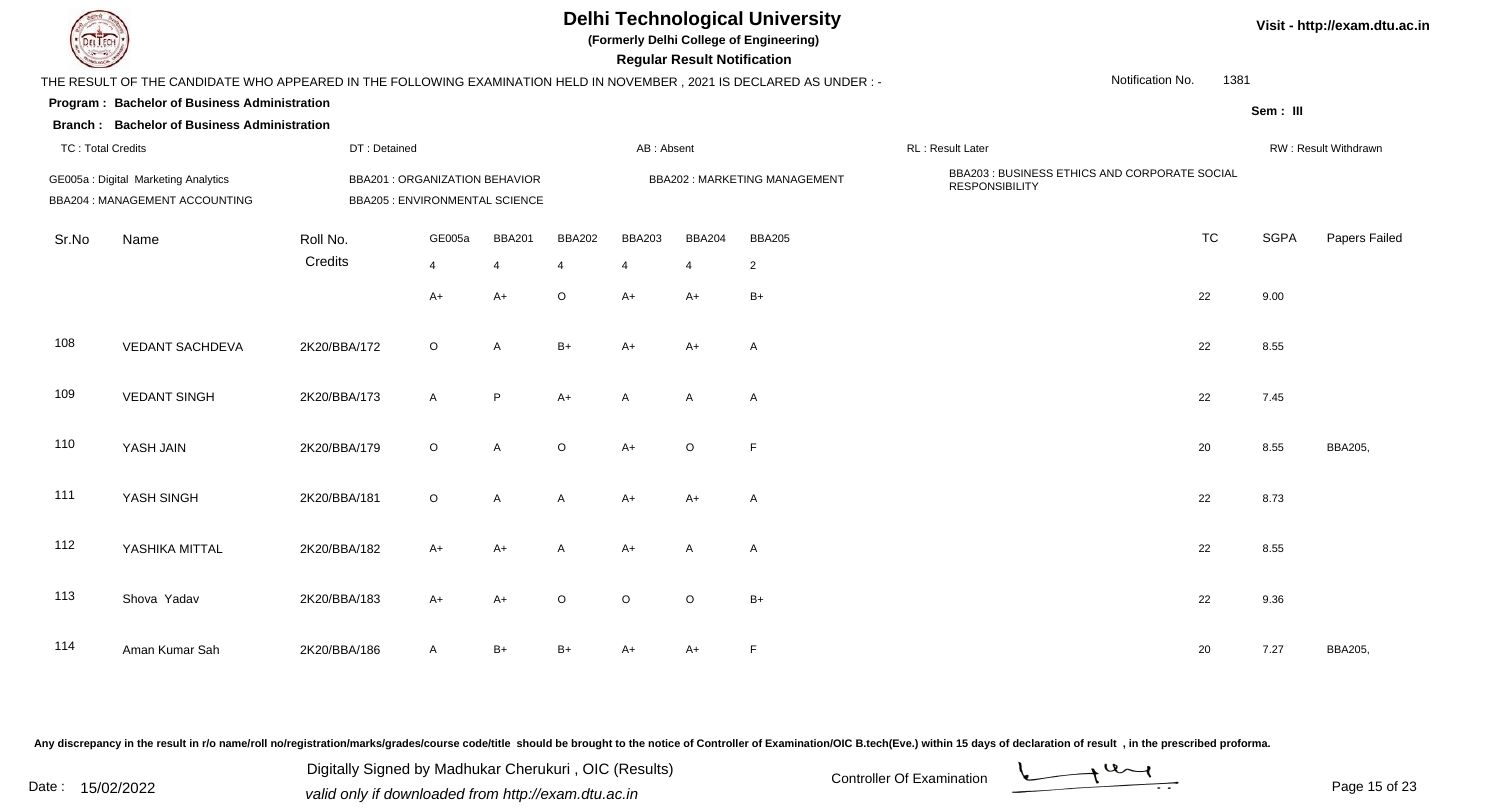# Delhi Technological University

**(Formerly Delhi College of Engineering)**

**Regular Result Notification**

Visit - http://exam.dtu.ac.in

THE RESULT OF THE CANDIDATE WHO APPEARED IN THE FOLLOWING EXAMINATION HELD IN NOVEMBER , 2021 IS DECLARED AS UNDER : -

Notification No. 1381

**Program : Bachelor of Business Administration**

**Branch : Bachelor of Business Administration**

Sem : III

TC : Total Credits | DT : Detained | AB : Absent | RL : Result Later | RW : Result Withdrawn

GE005a : Digital Marketing Analytics
BBA201 : ORGANIZATION BEHAVIOR
BBA202 : MARKETING MANAGEMENT
BBA203 : BUSINESS ETHICS AND CORPORATE SOCIAL RESPONSIBILITY
BBA204 : MANAGEMENT ACCOUNTING
BBA205 : ENVIRONMENTAL SCIENCE

| Sr.No | Name | Roll No. | GE005a | BBA201 | BBA202 | BBA203 | BBA204 | BBA205 | TC | SGPA | Papers Failed |
|---|---|---|---|---|---|---|---|---|---|---|---|
| | | Credits | 4 | 4 | 4 | 4 | 4 | 2 | | | |
| | | | A+ | A+ | O | A+ | A+ | B+ | 22 | 9.00 | |
| 108 | VEDANT SACHDEVA | 2K20/BBA/172 | O | A | B+ | A+ | A+ | A | 22 | 8.55 | |
| 109 | VEDANT SINGH | 2K20/BBA/173 | A | P | A+ | A | A | A | 22 | 7.45 | |
| 110 | YASH JAIN | 2K20/BBA/179 | O | A | O | A+ | O | F | 20 | 8.55 | BBA205, |
| 111 | YASH SINGH | 2K20/BBA/181 | O | A | A | A+ | A+ | A | 22 | 8.73 | |
| 112 | YASHIKA MITTAL | 2K20/BBA/182 | A+ | A+ | A | A+ | A | A | 22 | 8.55 | |
| 113 | Shova Yadav | 2K20/BBA/183 | A+ | A+ | O | O | O | B+ | 22 | 9.36 | |
| 114 | Aman Kumar Sah | 2K20/BBA/186 | A | B+ | B+ | A+ | A+ | F | 20 | 7.27 | BBA205, |

Any discrepancy in the result in r/o name/roll no/registration/marks/grades/course code/title should be brought to the notice of Controller of Examination/OIC B.tech(Eve.) within 15 days of declaration of result , in the prescribed proforma.

Date : 15/02/2022

Digitally Signed by Madhukar Cherukuri , OIC (Results)
valid only if downloaded from http://exam.dtu.ac.in

Controller Of Examination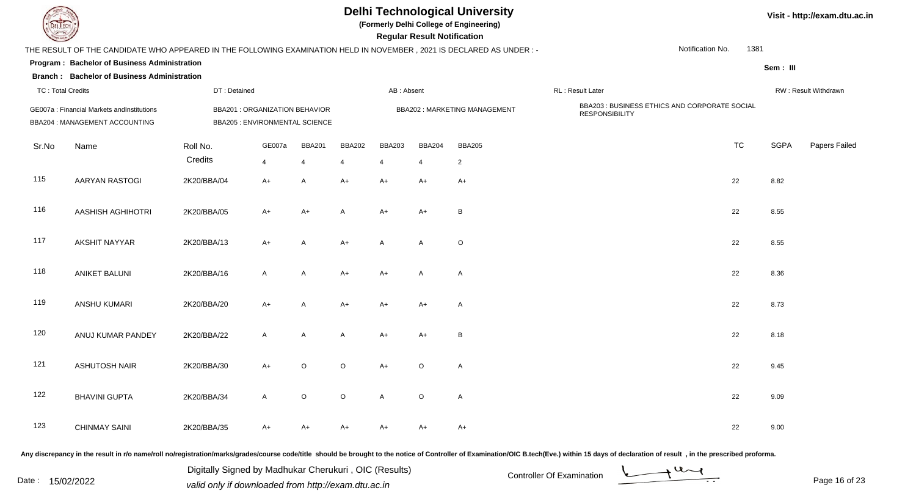# Delhi Technological University

**(Formerly Delhi College of Engineering)**

**Regular Result Notification**

Visit - http://exam.dtu.ac.in

THE RESULT OF THE CANDIDATE WHO APPEARED IN THE FOLLOWING EXAMINATION HELD IN NOVEMBER , 2021 IS DECLARED AS UNDER : -

Notification No. 1381

**Program : Bachelor of Business Administration**

**Branch : Bachelor of Business Administration**

Sem : III

TC : Total Credits | DT : Detained | AB : Absent | RL : Result Later | RW : Result Withdrawn

GE007a : Financial Markets andInstitutions
BBA201 : ORGANIZATION BEHAVIOR
BBA202 : MARKETING MANAGEMENT
BBA203 : BUSINESS ETHICS AND CORPORATE SOCIAL RESPONSIBILITY
BBA204 : MANAGEMENT ACCOUNTING
BBA205 : ENVIRONMENTAL SCIENCE

| Sr.No | Name | Roll No. | GE007a | BBA201 | BBA202 | BBA203 | BBA204 | BBA205 | TC | SGPA | Papers Failed |
|---|---|---|---|---|---|---|---|---|---|---|---|
| | | Credits | 4 | 4 | 4 | 4 | 4 | 2 | | | |
| 115 | AARYAN RASTOGI | 2K20/BBA/04 | A+ | A | A+ | A+ | A+ | A+ | 22 | 8.82 | |
| 116 | AASHISH AGHIHOTRI | 2K20/BBA/05 | A+ | A+ | A | A+ | A+ | B | 22 | 8.55 | |
| 117 | AKSHIT NAYYAR | 2K20/BBA/13 | A+ | A | A+ | A | A | O | 22 | 8.55 | |
| 118 | ANIKET BALUNI | 2K20/BBA/16 | A | A | A+ | A+ | A | A | 22 | 8.36 | |
| 119 | ANSHU KUMARI | 2K20/BBA/20 | A+ | A | A+ | A+ | A+ | A | 22 | 8.73 | |
| 120 | ANUJ KUMAR PANDEY | 2K20/BBA/22 | A | A | A | A+ | A+ | B | 22 | 8.18 | |
| 121 | ASHUTOSH NAIR | 2K20/BBA/30 | A+ | O | O | A+ | O | A | 22 | 9.45 | |
| 122 | BHAVINI GUPTA | 2K20/BBA/34 | A | O | O | A | O | A | 22 | 9.09 | |
| 123 | CHINMAY SAINI | 2K20/BBA/35 | A+ | A+ | A+ | A+ | A+ | A+ | 22 | 9.00 | |

Any discrepancy in the result in r/o name/roll no/registration/marks/grades/course code/title should be brought to the notice of Controller of Examination/OIC B.tech(Eve.) within 15 days of declaration of result , in the prescribed proforma.

Date : 15/02/2022

Digitally Signed by Madhukar Cherukuri , OIC (Results)
valid only if downloaded from http://exam.dtu.ac.in

Controller Of Examination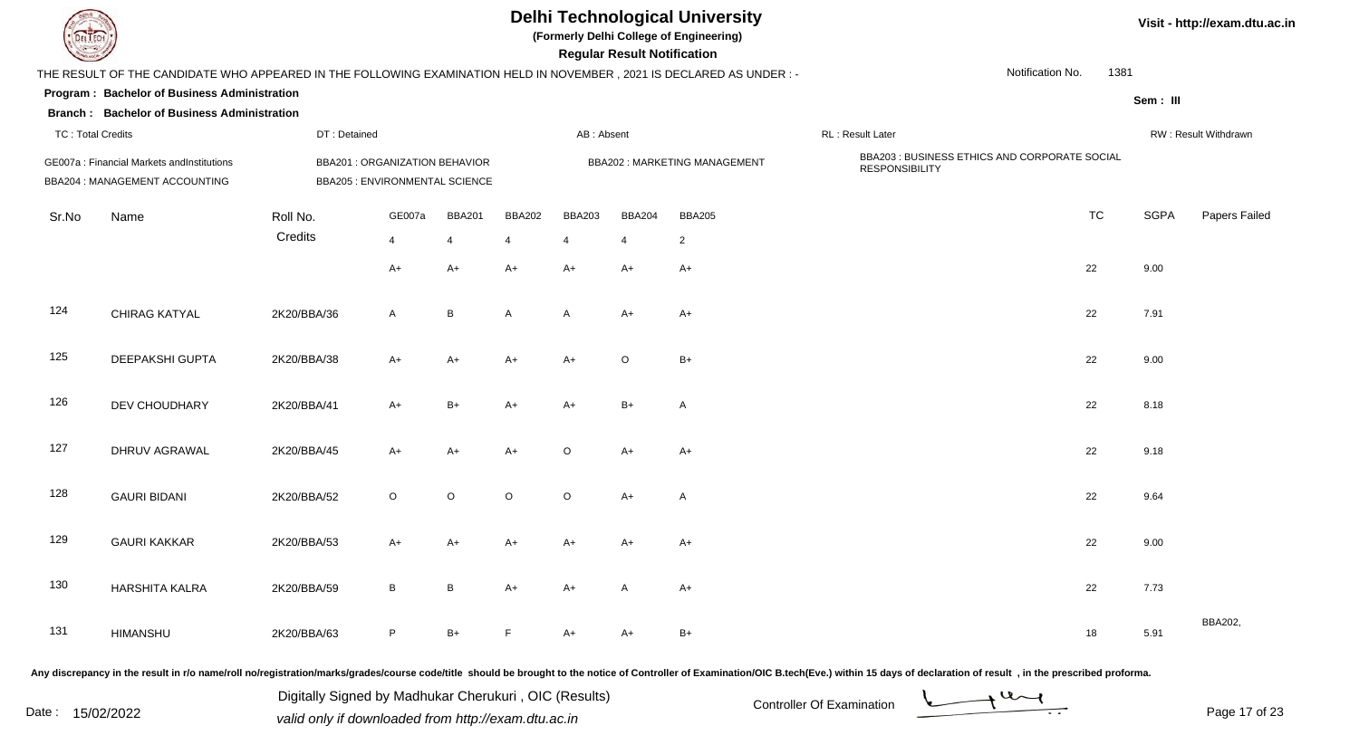# Delhi Technological University

**(Formerly Delhi College of Engineering)**

**Regular Result Notification**

Visit - http://exam.dtu.ac.in

THE RESULT OF THE CANDIDATE WHO APPEARED IN THE FOLLOWING EXAMINATION HELD IN NOVEMBER , 2021 IS DECLARED AS UNDER : -

Notification No. 1381

**Program : Bachelor of Business Administration**

**Branch : Bachelor of Business Administration**

Sem : III

TC : Total Credits | DT : Detained | AB : Absent | RL : Result Later | RW : Result Withdrawn

GE007a : Financial Markets andInstitutions
BBA201 : ORGANIZATION BEHAVIOR
BBA202 : MARKETING MANAGEMENT
BBA203 : BUSINESS ETHICS AND CORPORATE SOCIAL RESPONSIBILITY
BBA204 : MANAGEMENT ACCOUNTING
BBA205 : ENVIRONMENTAL SCIENCE

| Sr.No | Name | Roll No. | GE007a | BBA201 | BBA202 | BBA203 | BBA204 | BBA205 | TC | SGPA | Papers Failed |
|---|---|---|---|---|---|---|---|---|---|---|---|
| | | Credits | 4 | 4 | 4 | 4 | 4 | 2 | | | |
| | | | A+ | A+ | A+ | A+ | A+ | A+ | 22 | 9.00 | |
| 124 | CHIRAG KATYAL | 2K20/BBA/36 | A | B | A | A | A+ | A+ | 22 | 7.91 | |
| 125 | DEEPAKSHI GUPTA | 2K20/BBA/38 | A+ | A+ | A+ | A+ | O | B+ | 22 | 9.00 | |
| 126 | DEV CHOUDHARY | 2K20/BBA/41 | A+ | B+ | A+ | A+ | B+ | A | 22 | 8.18 | |
| 127 | DHRUV AGRAWAL | 2K20/BBA/45 | A+ | A+ | A+ | O | A+ | A+ | 22 | 9.18 | |
| 128 | GAURI BIDANI | 2K20/BBA/52 | O | O | O | O | A+ | A | 22 | 9.64 | |
| 129 | GAURI KAKKAR | 2K20/BBA/53 | A+ | A+ | A+ | A+ | A+ | A+ | 22 | 9.00 | |
| 130 | HARSHITA KALRA | 2K20/BBA/59 | B | B | A+ | A+ | A | A+ | 22 | 7.73 | |
| 131 | HIMANSHU | 2K20/BBA/63 | P | B+ | F | A+ | A+ | B+ | 18 | 5.91 | BBA202, |

Any discrepancy in the result in r/o name/roll no/registration/marks/grades/course code/title should be brought to the notice of Controller of Examination/OIC B.tech(Eve.) within 15 days of declaration of result , in the prescribed proforma.

Date : 15/02/2022

Digitally Signed by Madhukar Cherukuri , OIC (Results)
valid only if downloaded from http://exam.dtu.ac.in

Controller Of Examination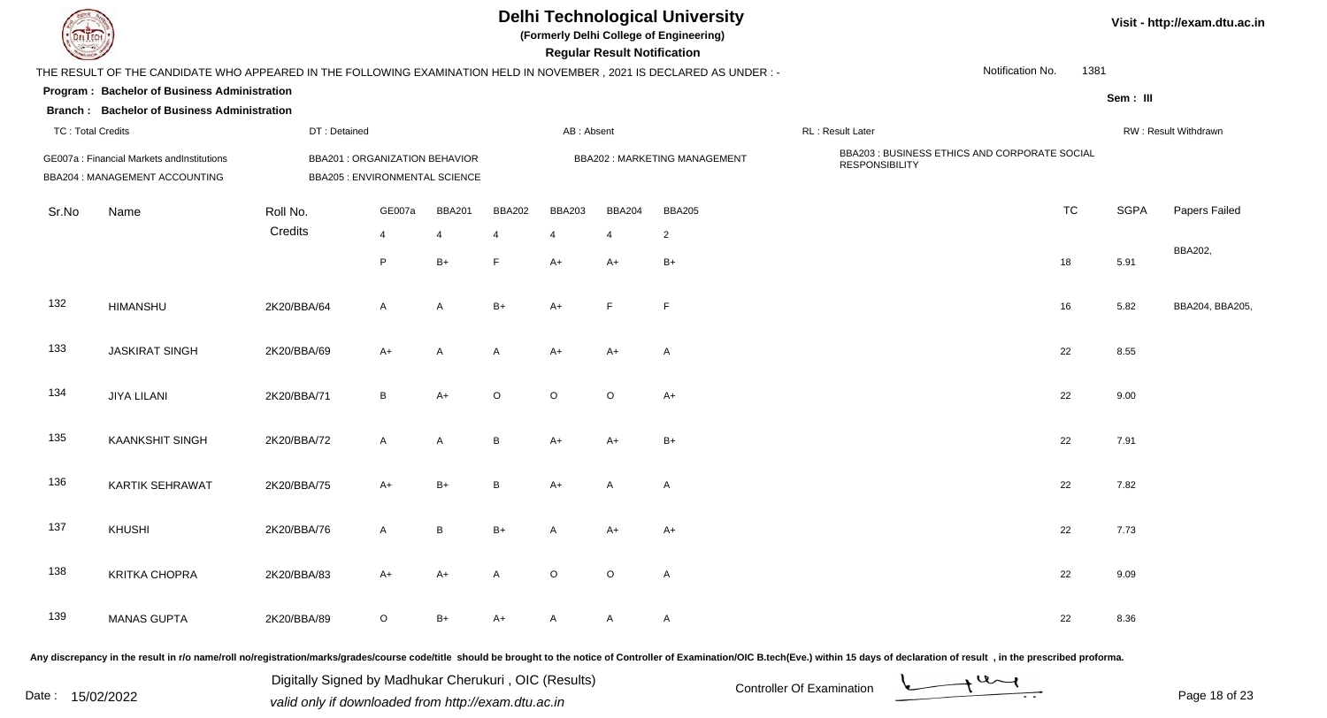# Delhi Technological University

**(Formerly Delhi College of Engineering)**

**Regular Result Notification**

Visit - http://exam.dtu.ac.in

THE RESULT OF THE CANDIDATE WHO APPEARED IN THE FOLLOWING EXAMINATION HELD IN NOVEMBER , 2021 IS DECLARED AS UNDER : -

Notification No. 1381

**Program : Bachelor of Business Administration**

**Branch : Bachelor of Business Administration**

Sem : III

TC : Total Credits | DT : Detained | AB : Absent | RL : Result Later | RW : Result Withdrawn

GE007a : Financial Markets andInstitutions
BBA201 : ORGANIZATION BEHAVIOR
BBA202 : MARKETING MANAGEMENT
BBA203 : BUSINESS ETHICS AND CORPORATE SOCIAL RESPONSIBILITY
BBA204 : MANAGEMENT ACCOUNTING
BBA205 : ENVIRONMENTAL SCIENCE

| Sr.No | Name | Roll No. | GE007a | BBA201 | BBA202 | BBA203 | BBA204 | BBA205 | TC | SGPA | Papers Failed |
|---|---|---|---|---|---|---|---|---|---|---|---|
| | | Credits | 4 | 4 | 4 | 4 | 4 | 2 | | | |
| | | | P | B+ | F | A+ | A+ | B+ | 18 | 5.91 | BBA202, |
| 132 | HIMANSHU | 2K20/BBA/64 | A | A | B+ | A+ | F | F | 16 | 5.82 | BBA204, BBA205, |
| 133 | JASKIRAT SINGH | 2K20/BBA/69 | A+ | A | A | A+ | A+ | A | 22 | 8.55 | |
| 134 | JIYA LILANI | 2K20/BBA/71 | B | A+ | O | O | O | A+ | 22 | 9.00 | |
| 135 | KAANKSHIT SINGH | 2K20/BBA/72 | A | A | B | A+ | A+ | B+ | 22 | 7.91 | |
| 136 | KARTIK SEHRAWAT | 2K20/BBA/75 | A+ | B+ | B | A+ | A | A | 22 | 7.82 | |
| 137 | KHUSHI | 2K20/BBA/76 | A | B | B+ | A | A+ | A+ | 22 | 7.73 | |
| 138 | KRITKA CHOPRA | 2K20/BBA/83 | A+ | A+ | A | O | O | A | 22 | 9.09 | |
| 139 | MANAS GUPTA | 2K20/BBA/89 | O | B+ | A+ | A | A | A | 22 | 8.36 | |

Any discrepancy in the result in r/o name/roll no/registration/marks/grades/course code/title should be brought to the notice of Controller of Examination/OIC B.tech(Eve.) within 15 days of declaration of result , in the prescribed proforma.

Date : 15/02/2022

Digitally Signed by Madhukar Cherukuri , OIC (Results)
valid only if downloaded from http://exam.dtu.ac.in

Controller Of Examination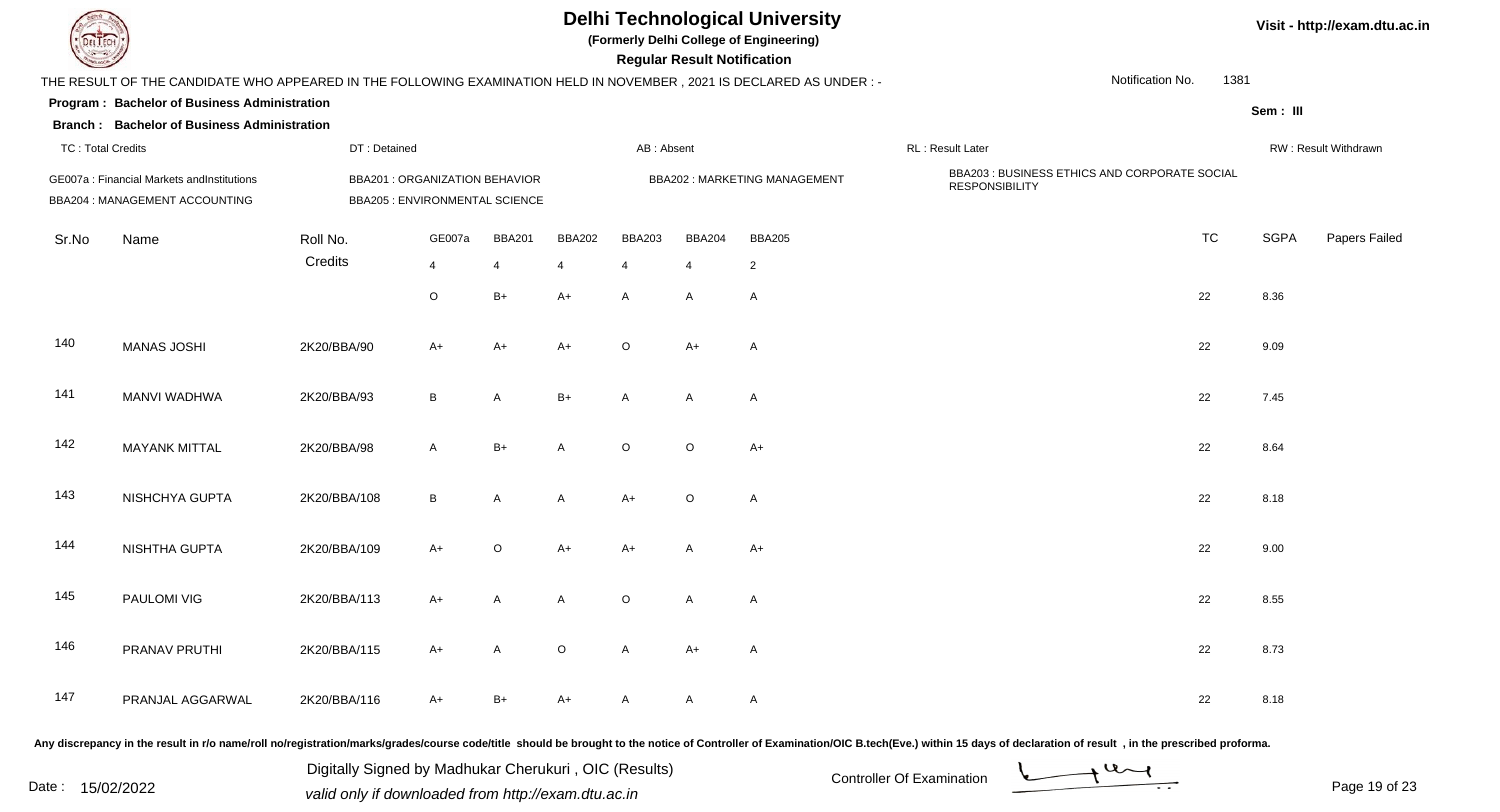# Delhi Technological University

**(Formerly Delhi College of Engineering)**

**Regular Result Notification**

THE RESULT OF THE CANDIDATE WHO APPEARED IN THE FOLLOWING EXAMINATION HELD IN NOVEMBER , 2021 IS DECLARED AS UNDER : -

Notification No. 1381

**Program : Bachelor of Business Administration**

**Branch : Bachelor of Business Administration**

Sem : III

TC : Total Credits | DT : Detained | AB : Absent | RL : Result Later | RW : Result Withdrawn

GE007a : Financial Markets andInstitutions | BBA201 : ORGANIZATION BEHAVIOR | BBA202 : MARKETING MANAGEMENT | BBA203 : BUSINESS ETHICS AND CORPORATE SOCIAL RESPONSIBILITY | BBA204 : MANAGEMENT ACCOUNTING | BBA205 : ENVIRONMENTAL SCIENCE

| Sr.No | Name | Roll No. | GE007a | BBA201 | BBA202 | BBA203 | BBA204 | BBA205 | TC | SGPA | Papers Failed |
|---|---|---|---|---|---|---|---|---|---|---|---|
| | | Credits | 4 | 4 | 4 | 4 | 4 | 2 | | | |
| | | | O | B+ | A+ | A | A | A | 22 | 8.36 | |
| 140 | MANAS JOSHI | 2K20/BBA/90 | A+ | A+ | A+ | O | A+ | A | 22 | 9.09 | |
| 141 | MANVI WADHWA | 2K20/BBA/93 | B | A | B+ | A | A | A | 22 | 7.45 | |
| 142 | MAYANK MITTAL | 2K20/BBA/98 | A | B+ | A | O | O | A+ | 22 | 8.64 | |
| 143 | NISHCHYA GUPTA | 2K20/BBA/108 | B | A | A | A+ | O | A | 22 | 8.18 | |
| 144 | NISHTHA GUPTA | 2K20/BBA/109 | A+ | O | A+ | A+ | A | A+ | 22 | 9.00 | |
| 145 | PAULOMI VIG | 2K20/BBA/113 | A+ | A | A | O | A | A | 22 | 8.55 | |
| 146 | PRANAV PRUTHI | 2K20/BBA/115 | A+ | A | O | A | A+ | A | 22 | 8.73 | |
| 147 | PRANJAL AGGARWAL | 2K20/BBA/116 | A+ | B+ | A+ | A | A | A | 22 | 8.18 | |

Any discrepancy in the result in r/o name/roll no/registration/marks/grades/course code/title should be brought to the notice of Controller of Examination/OIC B.tech(Eve.) within 15 days of declaration of result , in the prescribed proforma.

Date : 15/02/2022

Digitally Signed by Madhukar Cherukuri , OIC (Results)
valid only if downloaded from http://exam.dtu.ac.in

Controller Of Examination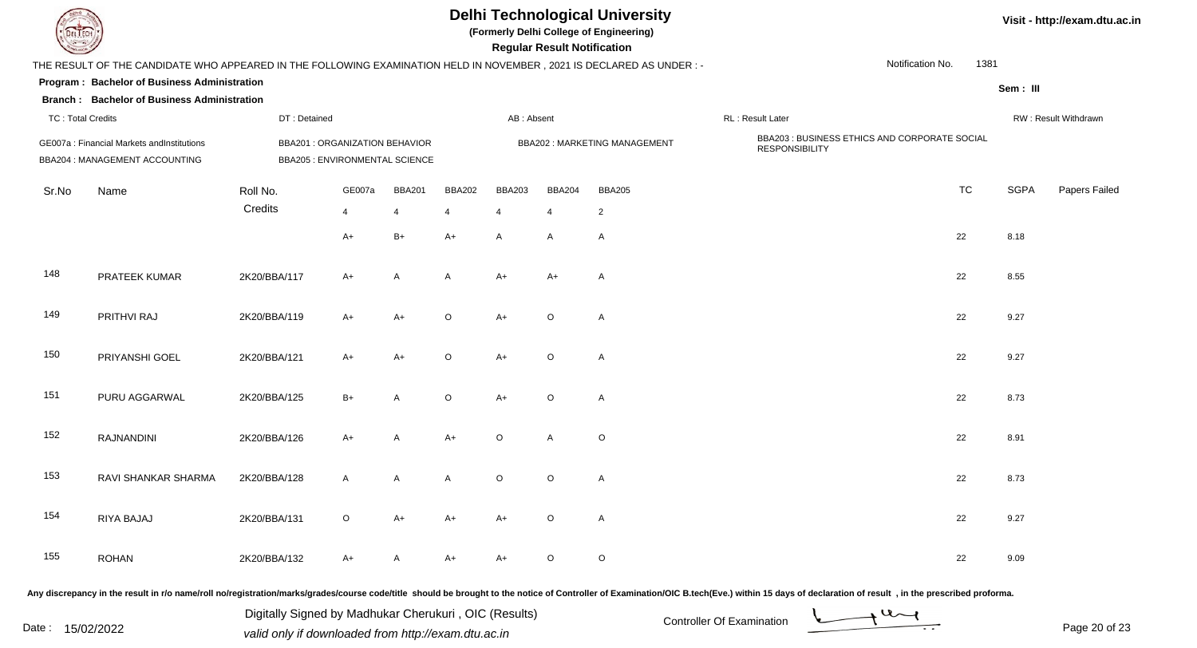# Delhi Technological University

**(Formerly Delhi College of Engineering)**

**Regular Result Notification**

THE RESULT OF THE CANDIDATE WHO APPEARED IN THE FOLLOWING EXAMINATION HELD IN NOVEMBER , 2021 IS DECLARED AS UNDER : -

Notification No. 1381

**Program : Bachelor of Business Administration**

**Sem : III**

**Branch : Bachelor of Business Administration**

TC : Total Credits | DT : Detained | AB : Absent | RL : Result Later | RW : Result Withdrawn

GE007a : Financial Markets andInstitutions
BBA201 : ORGANIZATION BEHAVIOR
BBA202 : MARKETING MANAGEMENT
BBA203 : BUSINESS ETHICS AND CORPORATE SOCIAL RESPONSIBILITY
BBA204 : MANAGEMENT ACCOUNTING
BBA205 : ENVIRONMENTAL SCIENCE

| Sr.No | Name | Roll No. | GE007a | BBA201 | BBA202 | BBA203 | BBA204 | BBA205 | TC | SGPA | Papers Failed |
|---|---|---|---|---|---|---|---|---|---|---|---|
| | | Credits | 4 | 4 | 4 | 4 | 4 | 2 | | | |
| | | | A+ | B+ | A+ | A | A | A | 22 | 8.18 | |
| 148 | PRATEEK KUMAR | 2K20/BBA/117 | A+ | A | A | A+ | A+ | A | 22 | 8.55 | |
| 149 | PRITHVI RAJ | 2K20/BBA/119 | A+ | A+ | O | A+ | O | A | 22 | 9.27 | |
| 150 | PRIYANSHI GOEL | 2K20/BBA/121 | A+ | A+ | O | A+ | O | A | 22 | 9.27 | |
| 151 | PURU AGGARWAL | 2K20/BBA/125 | B+ | A | O | A+ | O | A | 22 | 8.73 | |
| 152 | RAJNANDINI | 2K20/BBA/126 | A+ | A | A+ | O | A | O | 22 | 8.91 | |
| 153 | RAVI SHANKAR SHARMA | 2K20/BBA/128 | A | A | A | O | O | A | 22 | 8.73 | |
| 154 | RIYA BAJAJ | 2K20/BBA/131 | O | A+ | A+ | A+ | O | A | 22 | 9.27 | |
| 155 | ROHAN | 2K20/BBA/132 | A+ | A | A+ | A+ | O | O | 22 | 9.09 | |

Any discrepancy in the result in r/o name/roll no/registration/marks/grades/course code/title should be brought to the notice of Controller of Examination/OIC B.tech(Eve.) within 15 days of declaration of result , in the prescribed proforma.

Date : 15/02/2022

Digitally Signed by Madhukar Cherukuri , OIC (Results)
valid only if downloaded from http://exam.dtu.ac.in

Controller Of Examination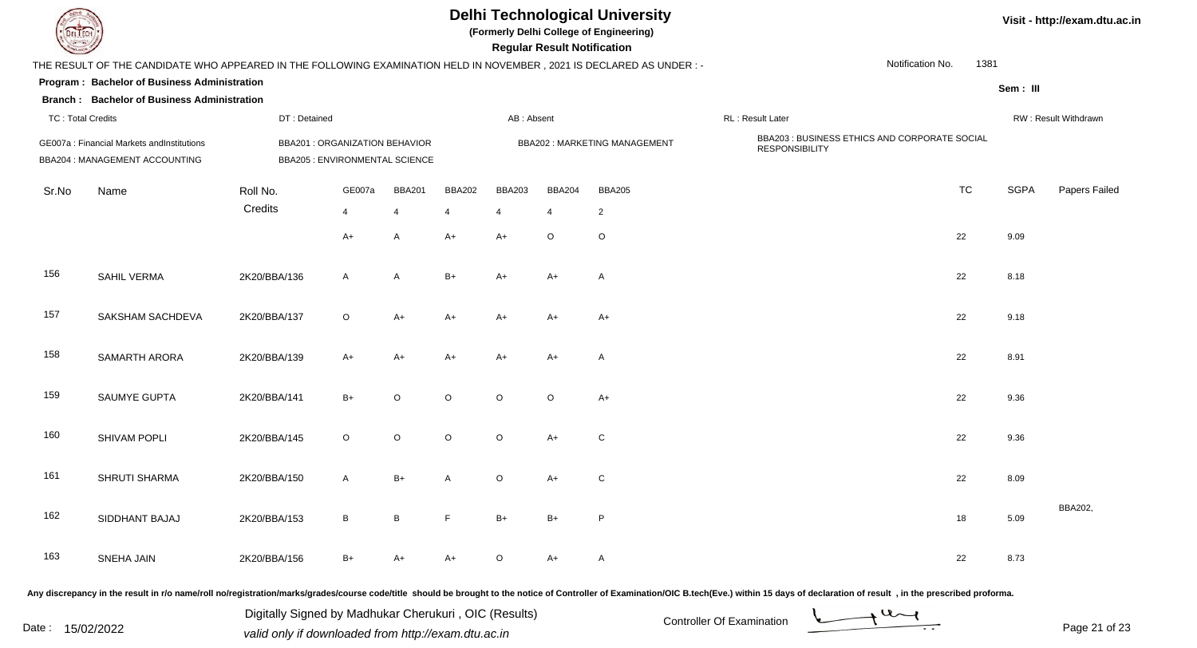# Delhi Technological University

**(Formerly Delhi College of Engineering)**

**Regular Result Notification**

Visit - http://exam.dtu.ac.in

THE RESULT OF THE CANDIDATE WHO APPEARED IN THE FOLLOWING EXAMINATION HELD IN NOVEMBER , 2021 IS DECLARED AS UNDER : -

Notification No. 1381

**Program : Bachelor of Business Administration**

**Sem : III**

**Branch : Bachelor of Business Administration**

TC : Total Credits | DT : Detained | AB : Absent | RL : Result Later | RW : Result Withdrawn

GE007a : Financial Markets andInstitutions
BBA201 : ORGANIZATION BEHAVIOR
BBA202 : MARKETING MANAGEMENT
BBA203 : BUSINESS ETHICS AND CORPORATE SOCIAL RESPONSIBILITY
BBA204 : MANAGEMENT ACCOUNTING
BBA205 : ENVIRONMENTAL SCIENCE

| Sr.No | Name | Roll No. | GE007a | BBA201 | BBA202 | BBA203 | BBA204 | BBA205 | TC | SGPA | Papers Failed |
|---|---|---|---|---|---|---|---|---|---|---|---|
| | | Credits | 4 | 4 | 4 | 4 | 4 | 2 | | | |
| | | | A+ | A | A+ | A+ | O | O | 22 | 9.09 | |
| 156 | SAHIL VERMA | 2K20/BBA/136 | A | A | B+ | A+ | A+ | A | 22 | 8.18 | |
| 157 | SAKSHAM SACHDEVA | 2K20/BBA/137 | O | A+ | A+ | A+ | A+ | A+ | 22 | 9.18 | |
| 158 | SAMARTH ARORA | 2K20/BBA/139 | A+ | A+ | A+ | A+ | A+ | A | 22 | 8.91 | |
| 159 | SAUMYE GUPTA | 2K20/BBA/141 | B+ | O | O | O | O | A+ | 22 | 9.36 | |
| 160 | SHIVAM POPLI | 2K20/BBA/145 | O | O | O | O | A+ | C | 22 | 9.36 | |
| 161 | SHRUTI SHARMA | 2K20/BBA/150 | A | B+ | A | O | A+ | C | 22 | 8.09 | |
| 162 | SIDDHANT BAJAJ | 2K20/BBA/153 | B | B | F | B+ | B+ | P | 18 | 5.09 | BBA202, |
| 163 | SNEHA JAIN | 2K20/BBA/156 | B+ | A+ | A+ | O | A+ | A | 22 | 8.73 | |

Any discrepancy in the result in r/o name/roll no/registration/marks/grades/course code/title should be brought to the notice of Controller of Examination/OIC B.tech(Eve.) within 15 days of declaration of result , in the prescribed proforma.

Date : 15/02/2022

Digitally Signed by Madhukar Cherukuri , OIC (Results)
valid only if downloaded from http://exam.dtu.ac.in

Controller Of Examination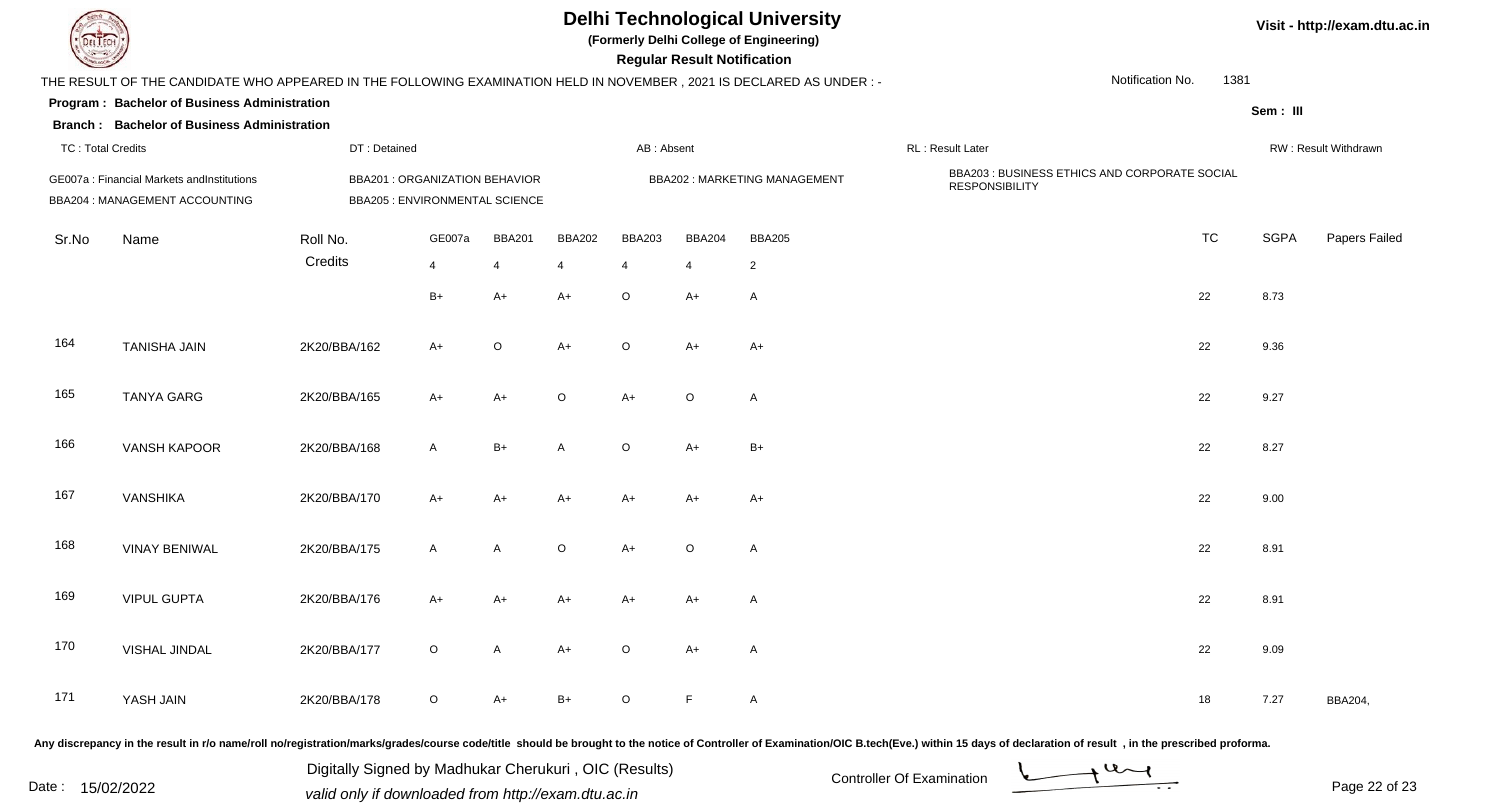# Delhi Technological University

**(Formerly Delhi College of Engineering)**

**Regular Result Notification**

Visit - http://exam.dtu.ac.in

THE RESULT OF THE CANDIDATE WHO APPEARED IN THE FOLLOWING EXAMINATION HELD IN NOVEMBER , 2021 IS DECLARED AS UNDER : -

Notification No. 1381

**Program : Bachelor of Business Administration**

**Branch : Bachelor of Business Administration**

Sem : III

TC : Total Credits | DT : Detained | AB : Absent | RL : Result Later | RW : Result Withdrawn

GE007a : Financial Markets andInstitutions
BBA201 : ORGANIZATION BEHAVIOR
BBA202 : MARKETING MANAGEMENT
BBA203 : BUSINESS ETHICS AND CORPORATE SOCIAL RESPONSIBILITY
BBA204 : MANAGEMENT ACCOUNTING
BBA205 : ENVIRONMENTAL SCIENCE

| Sr.No | Name | Roll No. | GE007a | BBA201 | BBA202 | BBA203 | BBA204 | BBA205 | TC | SGPA | Papers Failed |
|---|---|---|---|---|---|---|---|---|---|---|---|
| | | Credits | 4 | 4 | 4 | 4 | 4 | 2 | | | |
| | | | B+ | A+ | A+ | O | A+ | A | 22 | 8.73 | |
| 164 | TANISHA JAIN | 2K20/BBA/162 | A+ | O | A+ | O | A+ | A+ | 22 | 9.36 | |
| 165 | TANYA GARG | 2K20/BBA/165 | A+ | A+ | O | A+ | O | A | 22 | 9.27 | |
| 166 | VANSH KAPOOR | 2K20/BBA/168 | A | B+ | A | O | A+ | B+ | 22 | 8.27 | |
| 167 | VANSHIKA | 2K20/BBA/170 | A+ | A+ | A+ | A+ | A+ | A+ | 22 | 9.00 | |
| 168 | VINAY BENIWAL | 2K20/BBA/175 | A | A | O | A+ | O | A | 22 | 8.91 | |
| 169 | VIPUL GUPTA | 2K20/BBA/176 | A+ | A+ | A+ | A+ | A+ | A | 22 | 8.91 | |
| 170 | VISHAL JINDAL | 2K20/BBA/177 | O | A | A+ | O | A+ | A | 22 | 9.09 | |
| 171 | YASH JAIN | 2K20/BBA/178 | O | A+ | B+ | O | F | A | 18 | 7.27 | BBA204, |

Any discrepancy in the result in r/o name/roll no/registration/marks/grades/course code/title should be brought to the notice of Controller of Examination/OIC B.tech(Eve.) within 15 days of declaration of result , in the prescribed proforma.

Date : 15/02/2022

Digitally Signed by Madhukar Cherukuri , OIC (Results)
valid only if downloaded from http://exam.dtu.ac.in

Controller Of Examination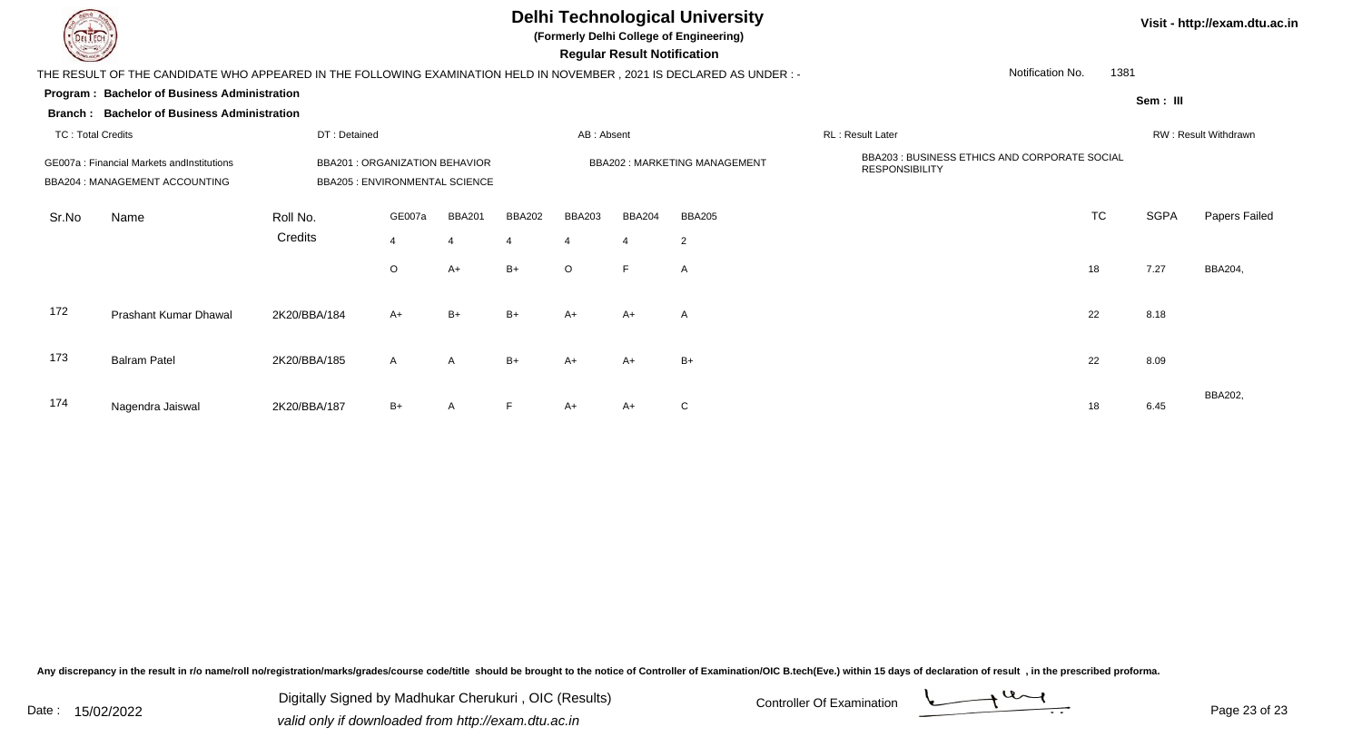# Delhi Technological University

**(Formerly Delhi College of Engineering)**

**Regular Result Notification**

Visit - http://exam.dtu.ac.in

THE RESULT OF THE CANDIDATE WHO APPEARED IN THE FOLLOWING EXAMINATION HELD IN NOVEMBER , 2021 IS DECLARED AS UNDER : -

Notification No. 1381

**Program : Bachelor of Business Administration**

**Branch : Bachelor of Business Administration**

Sem : III

TC : Total Credits | DT : Detained | AB : Absent | RL : Result Later | RW : Result Withdrawn

GE007a : Financial Markets andInstitutions
BBA201 : ORGANIZATION BEHAVIOR
BBA202 : MARKETING MANAGEMENT
BBA203 : BUSINESS ETHICS AND CORPORATE SOCIAL RESPONSIBILITY
BBA204 : MANAGEMENT ACCOUNTING
BBA205 : ENVIRONMENTAL SCIENCE

| Sr.No | Name | Roll No. | GE007a | BBA201 | BBA202 | BBA203 | BBA204 | BBA205 | TC | SGPA | Papers Failed |
|---|---|---|---|---|---|---|---|---|---|---|---|
| | | Credits | 4 | 4 | 4 | 4 | 4 | 2 | | | |
| | | | O | A+ | B+ | O | F | A | 18 | 7.27 | BBA204, |
| 172 | Prashant Kumar Dhawal | 2K20/BBA/184 | A+ | B+ | B+ | A+ | A+ | A | 22 | 8.18 | |
| 173 | Balram Patel | 2K20/BBA/185 | A | A | B+ | A+ | A+ | B+ | 22 | 8.09 | |
| 174 | Nagendra Jaiswal | 2K20/BBA/187 | B+ | A | F | A+ | A+ | C | 18 | 6.45 | BBA202, |

Any discrepancy in the result in r/o name/roll no/registration/marks/grades/course code/title should be brought to the notice of Controller of Examination/OIC B.tech(Eve.) within 15 days of declaration of result , in the prescribed proforma.

Date : 15/02/2022

Digitally Signed by Madhukar Cherukuri , OIC (Results)
*valid only if downloaded from http://exam.dtu.ac.in*

Controller Of Examination